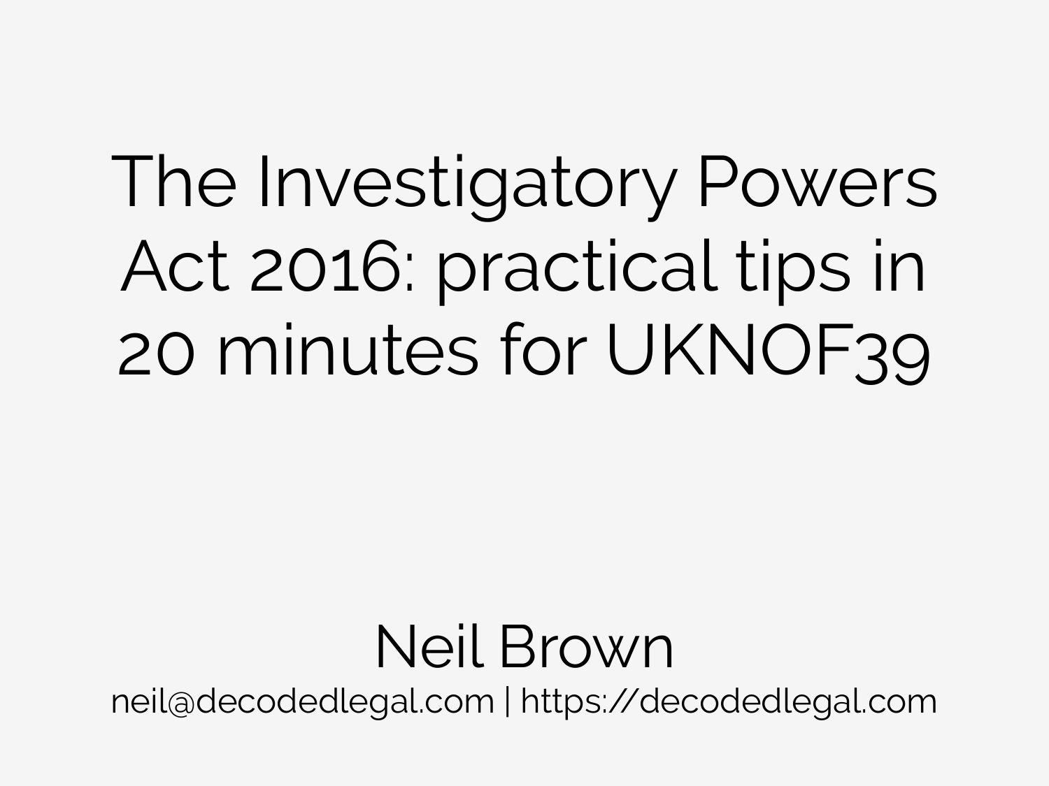# The Investigatory Powers Act 2016: practical tips in 20 minutes for UKNOF39

Neil Brown

neil@decodedlegal.com | https://decodedlegal.com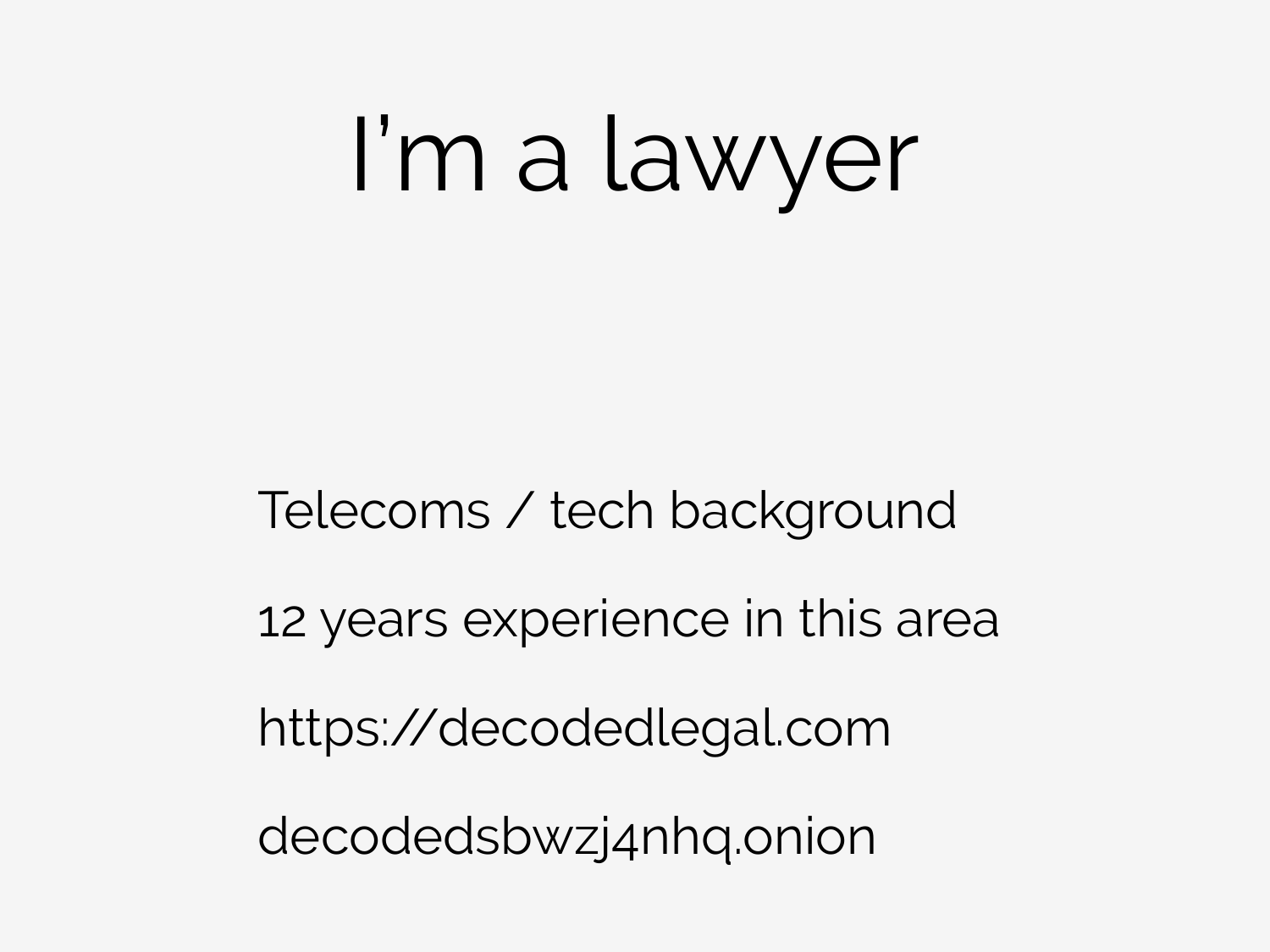# I’m a lawyer

Telecoms / tech background

12 years experience in this area

https://decodedlegal.com

decodedsbwzj4nhq.onion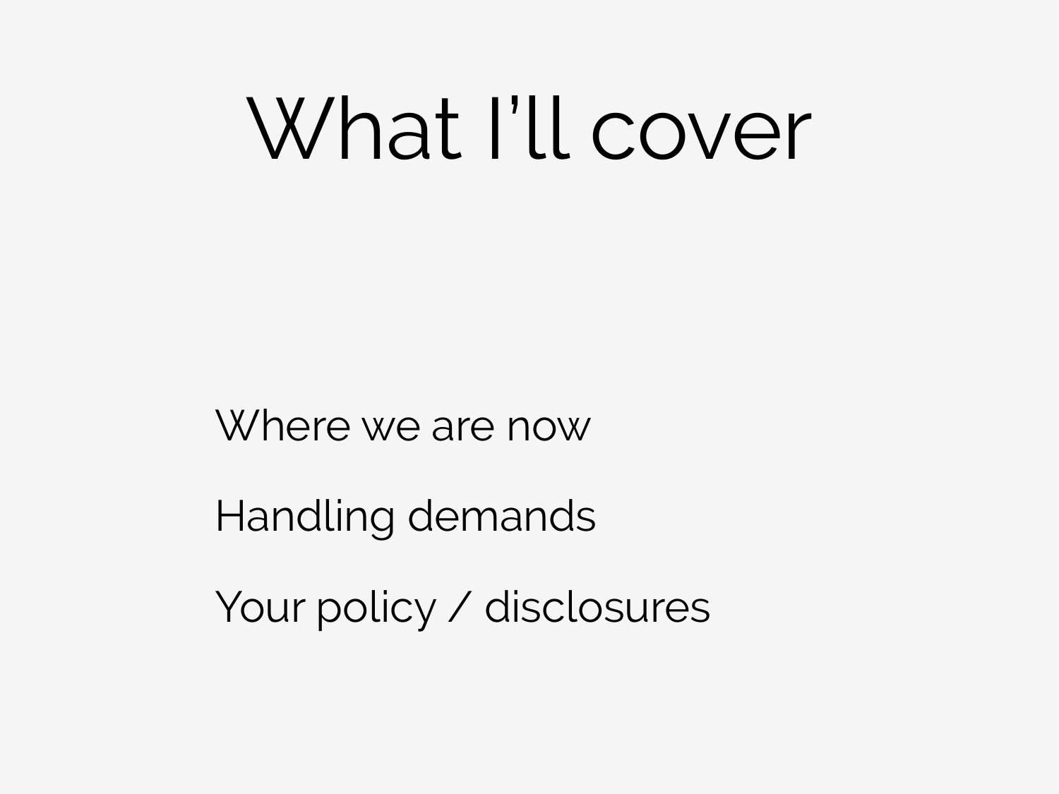# What I'll cover

Where we are now

Handling demands

Your policy / disclosures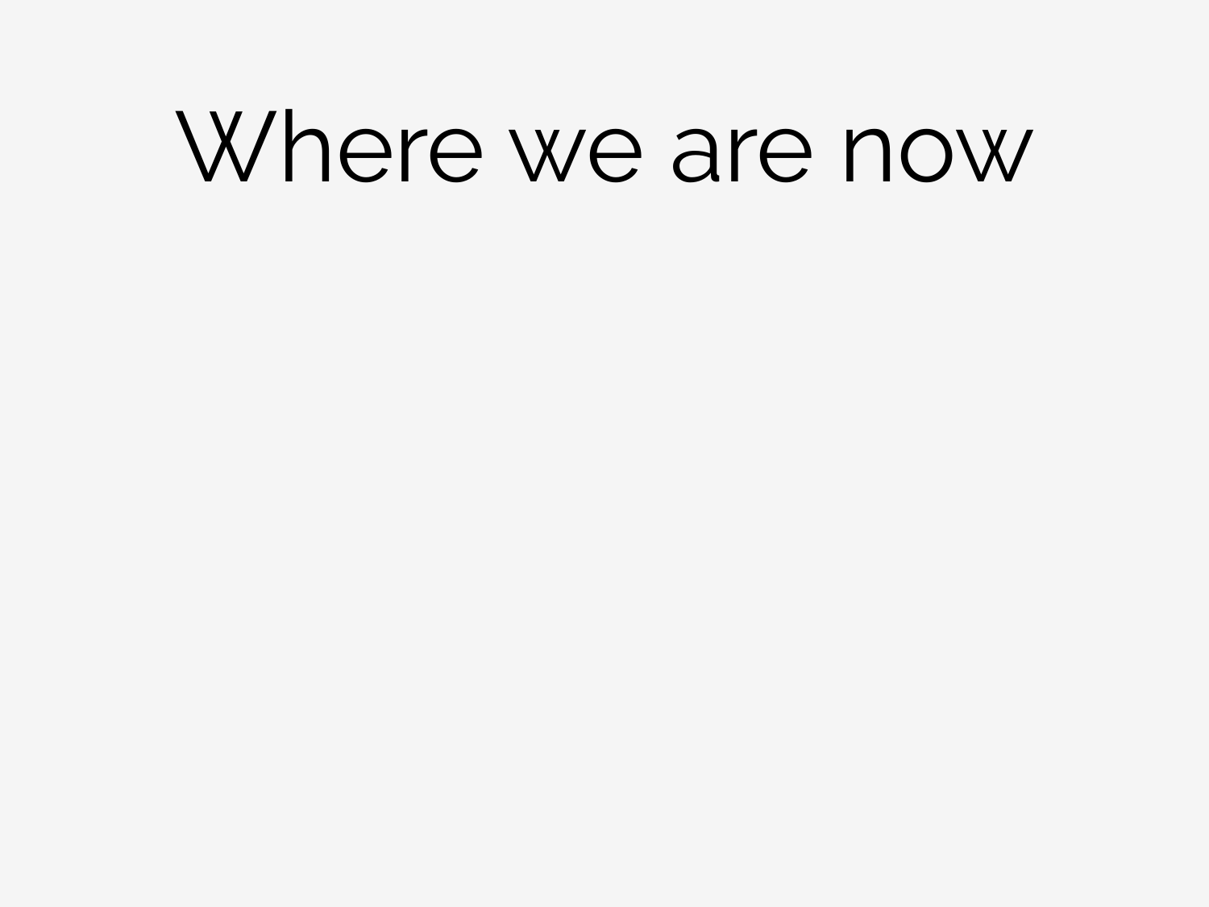# Where we are now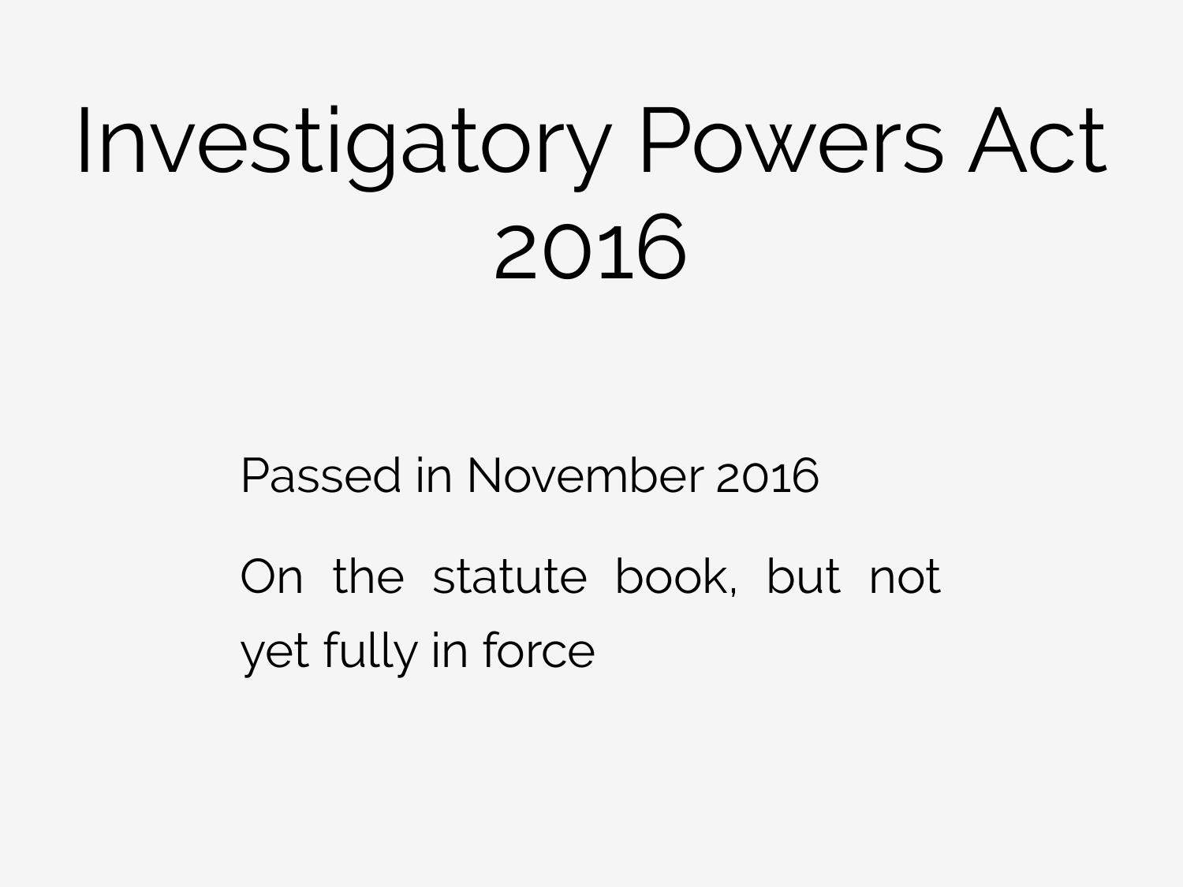# Investigatory Powers Act 2016

Passed in November 2016

On the statute book, but not yet fully in force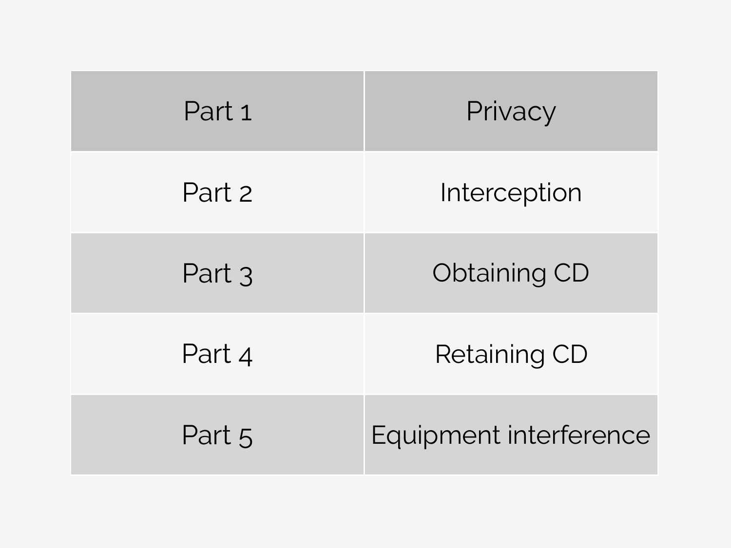| Part 1 | Privacy |
| --- | --- |
| Part 2 | Interception |
| Part 3 | Obtaining CD |
| Part 4 | Retaining CD |
| Part 5 | Equipment interference |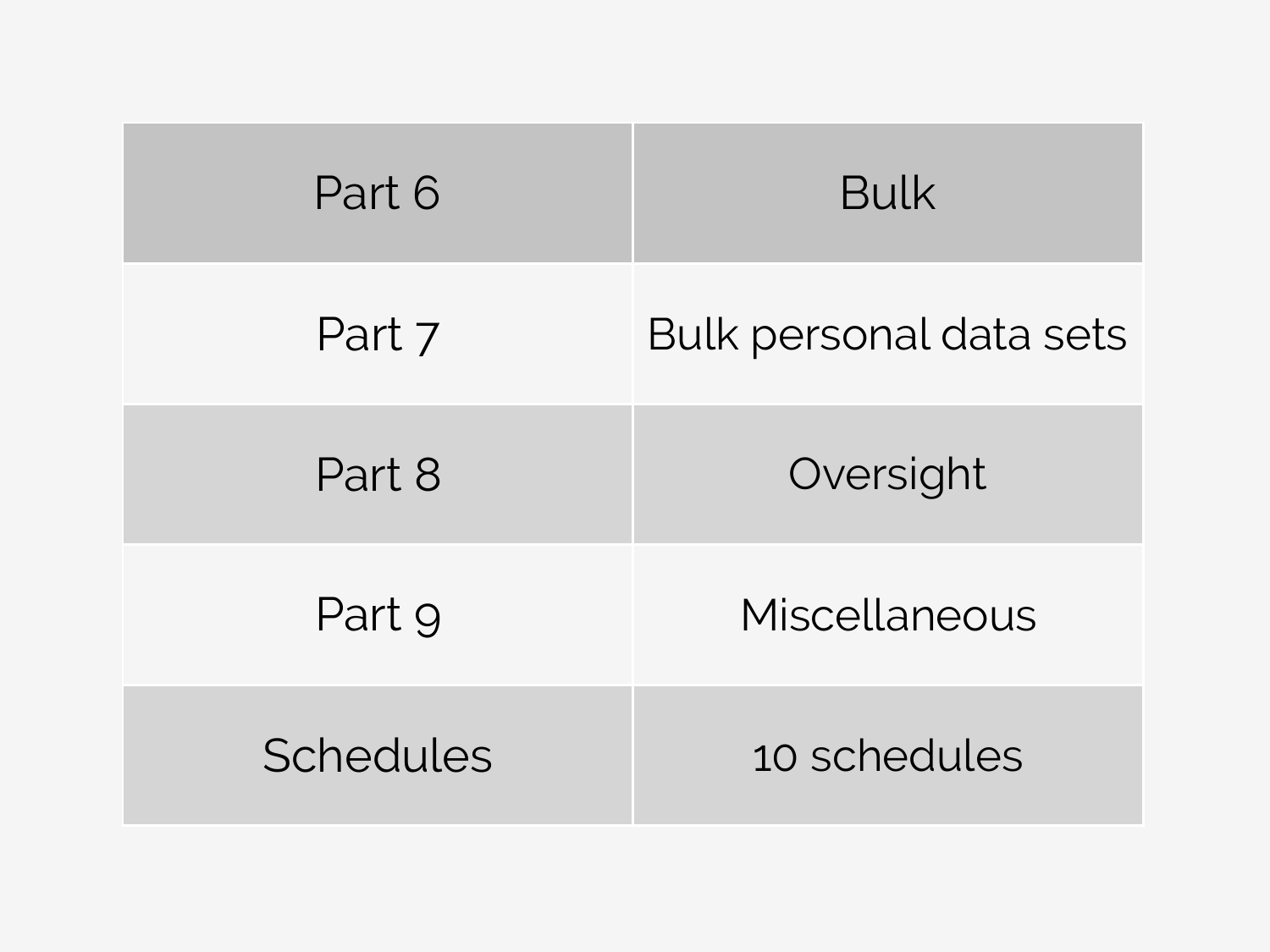| Part 6 | Bulk |
| --- | --- |
| Part 7 | Bulk personal data sets |
| Part 8 | Oversight |
| Part 9 | Miscellaneous |
| Schedules | 10 schedules |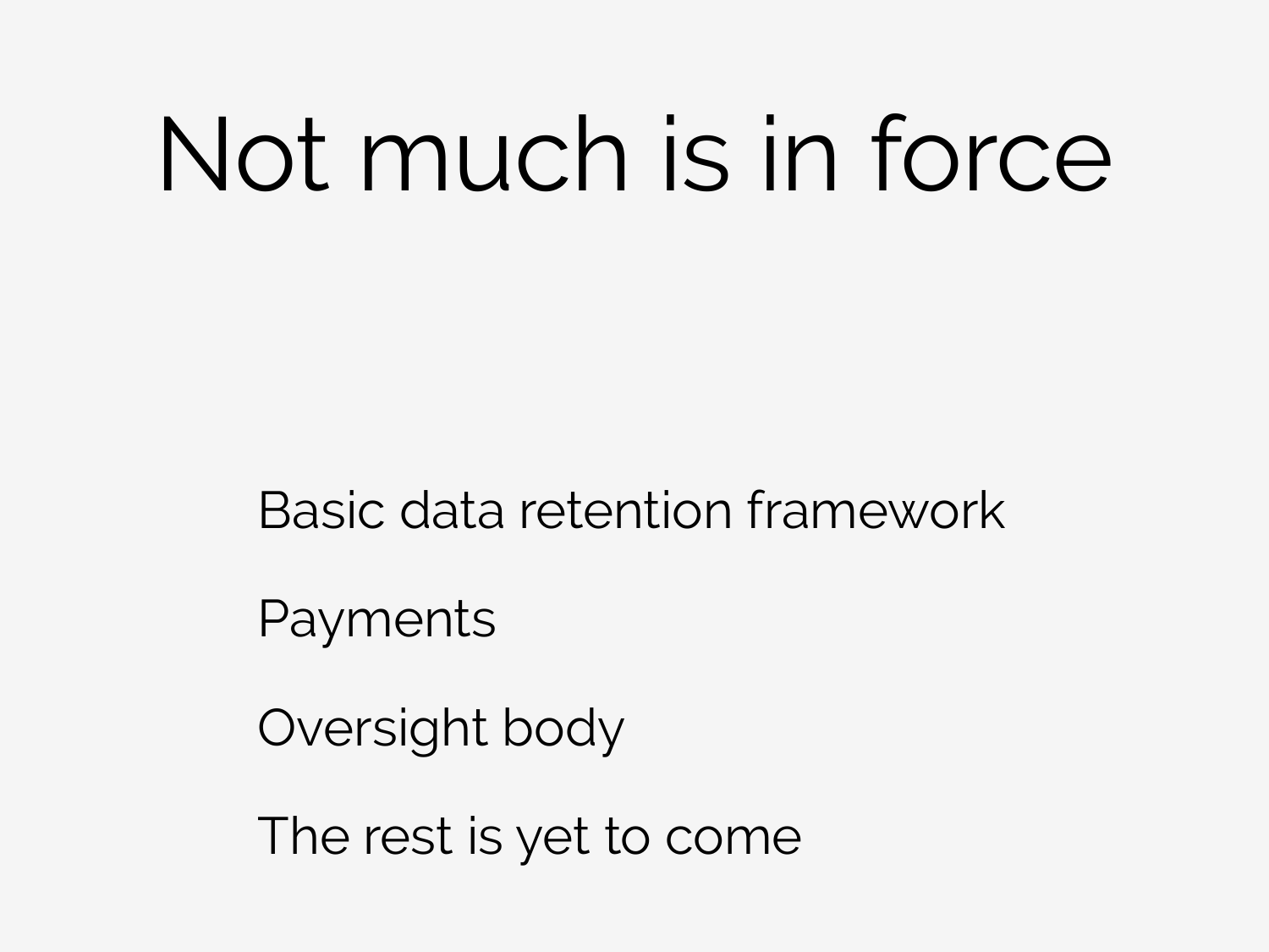# Not much is in force

Basic data retention framework

Payments

Oversight body

The rest is yet to come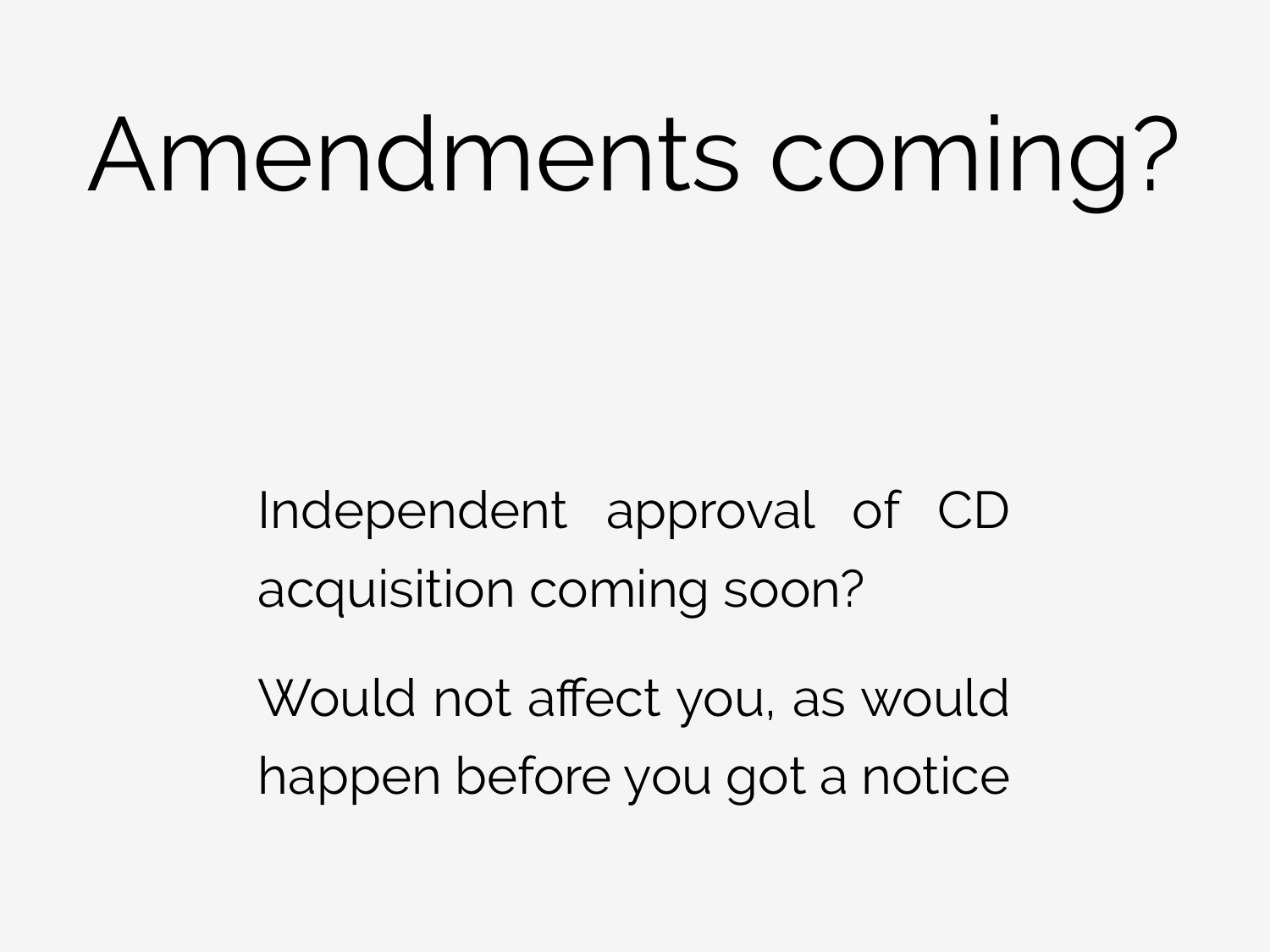# Amendments coming?

Independent approval of CD acquisition coming soon?

Would not affect you, as would happen before you got a notice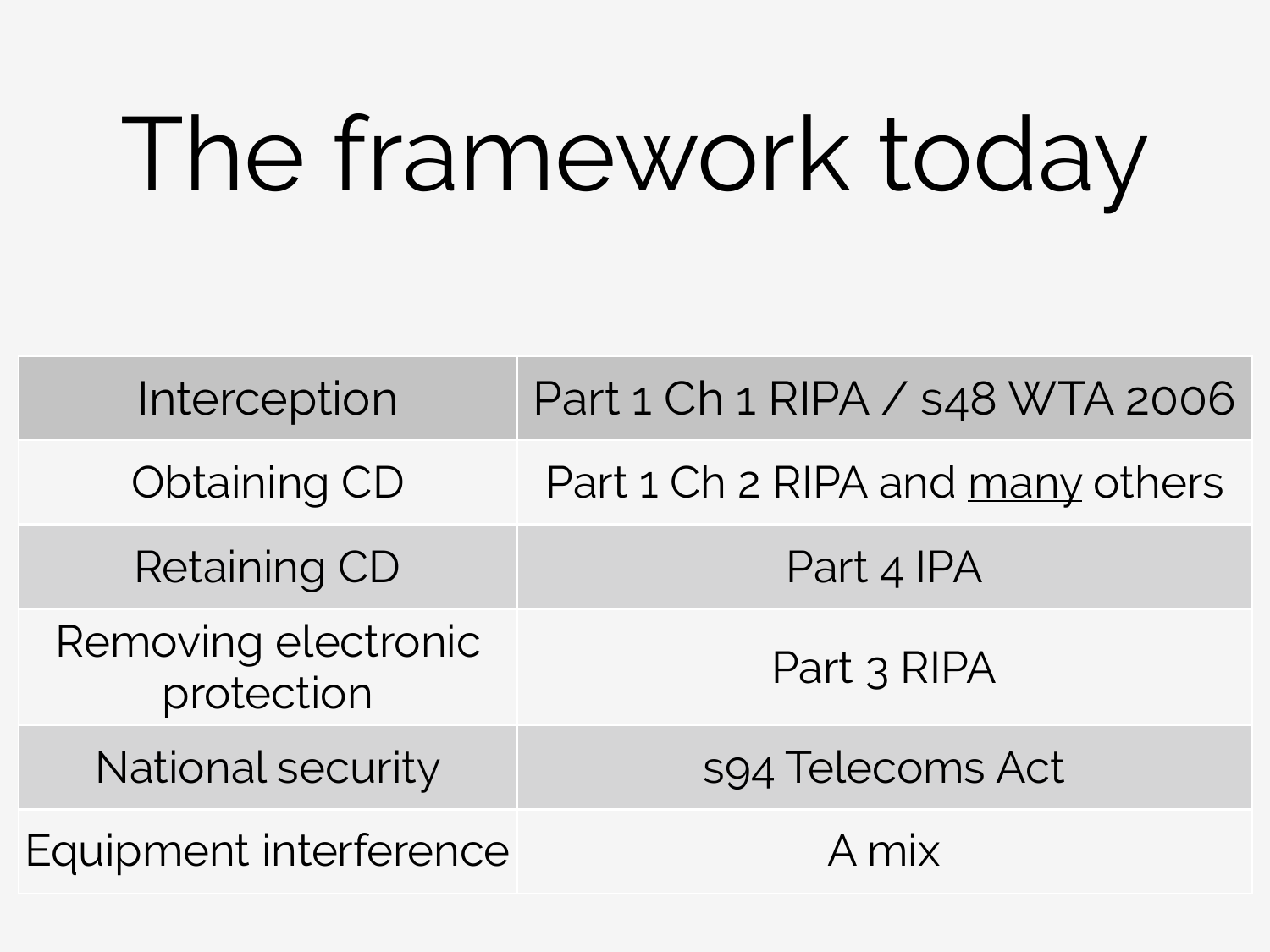# The framework today

| | |
|---|---|
| Interception | Part 1 Ch 1 RIPA / s48 WTA 2006 |
| Obtaining CD | Part 1 Ch 2 RIPA and <u>many</u> others |
| Retaining CD | Part 4 IPA |
| Removing electronic protection | Part 3 RIPA |
| National security | s94 Telecoms Act |
| Equipment interference | A mix |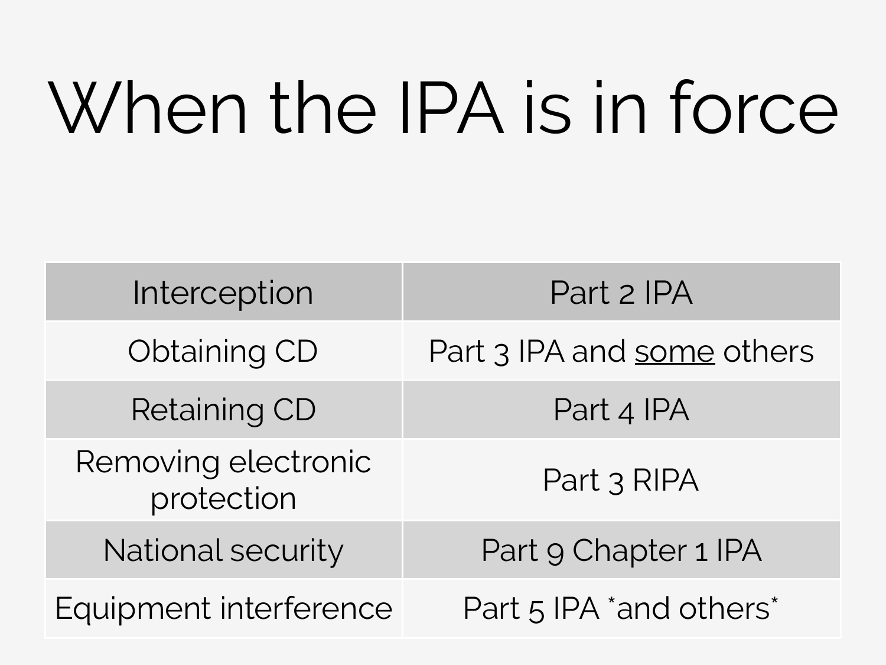# When the IPA is in force

| Interception | Part 2 IPA |
|---|---|
| Obtaining CD | Part 3 IPA and <u>some</u> others |
| Retaining CD | Part 4 IPA |
| Removing electronic protection | Part 3 RIPA |
| National security | Part 9 Chapter 1 IPA |
| Equipment interference | Part 5 IPA *and others* |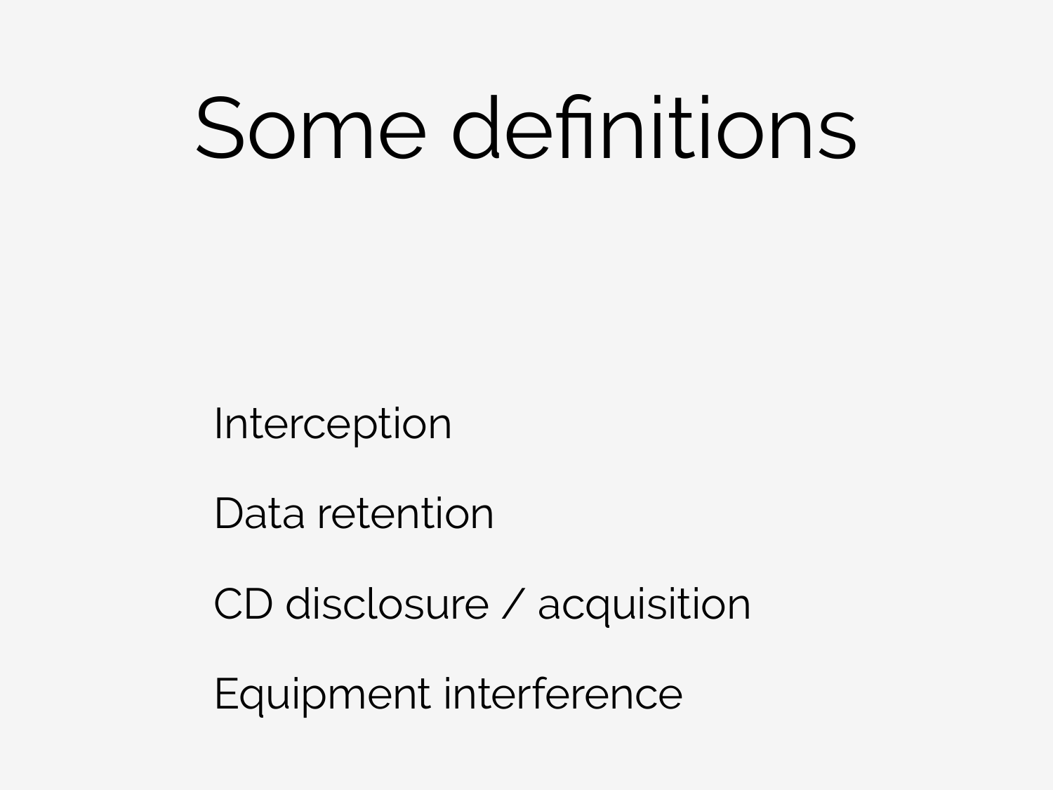# Some definitions

Interception

Data retention

CD disclosure / acquisition

Equipment interference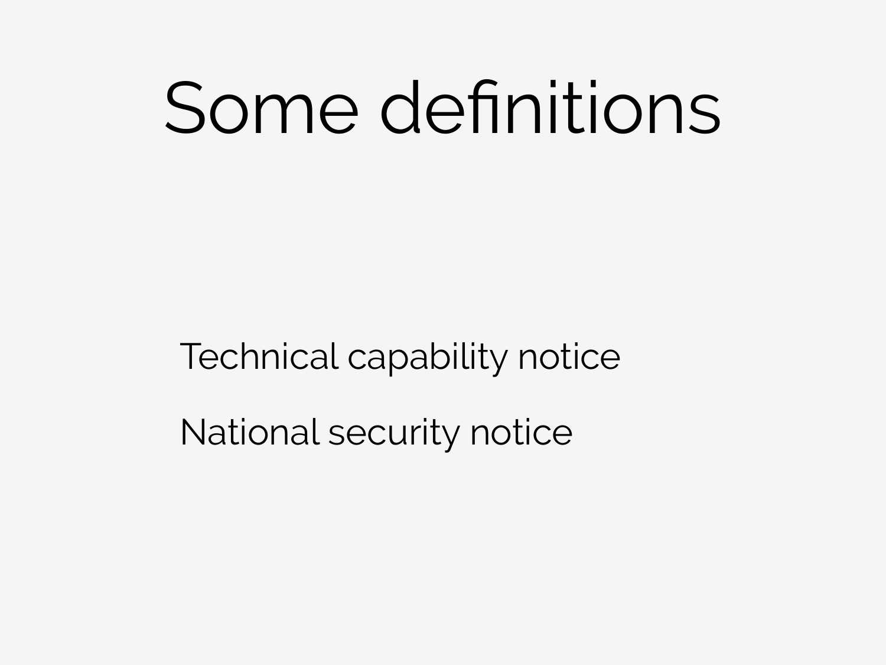# Some definitions

Technical capability notice

National security notice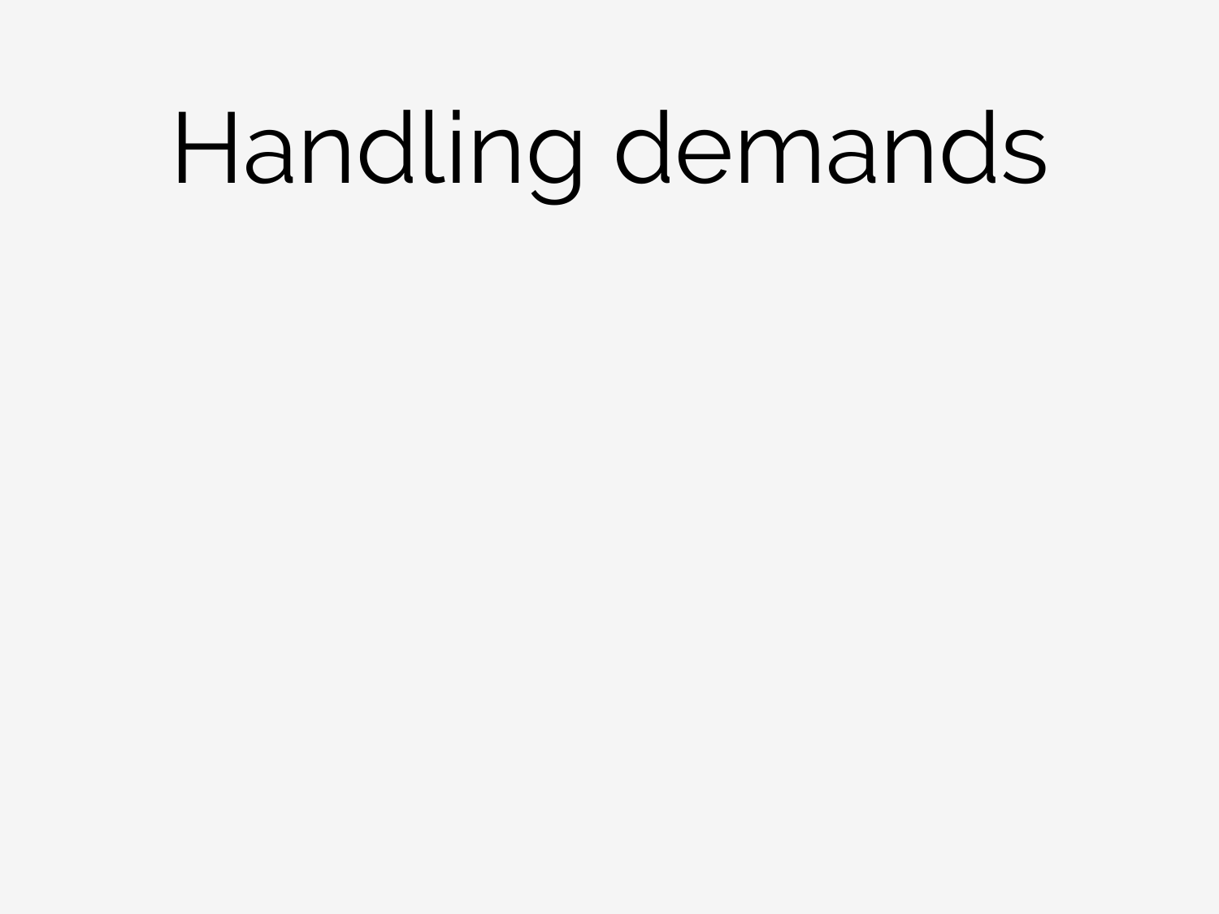# Handling demands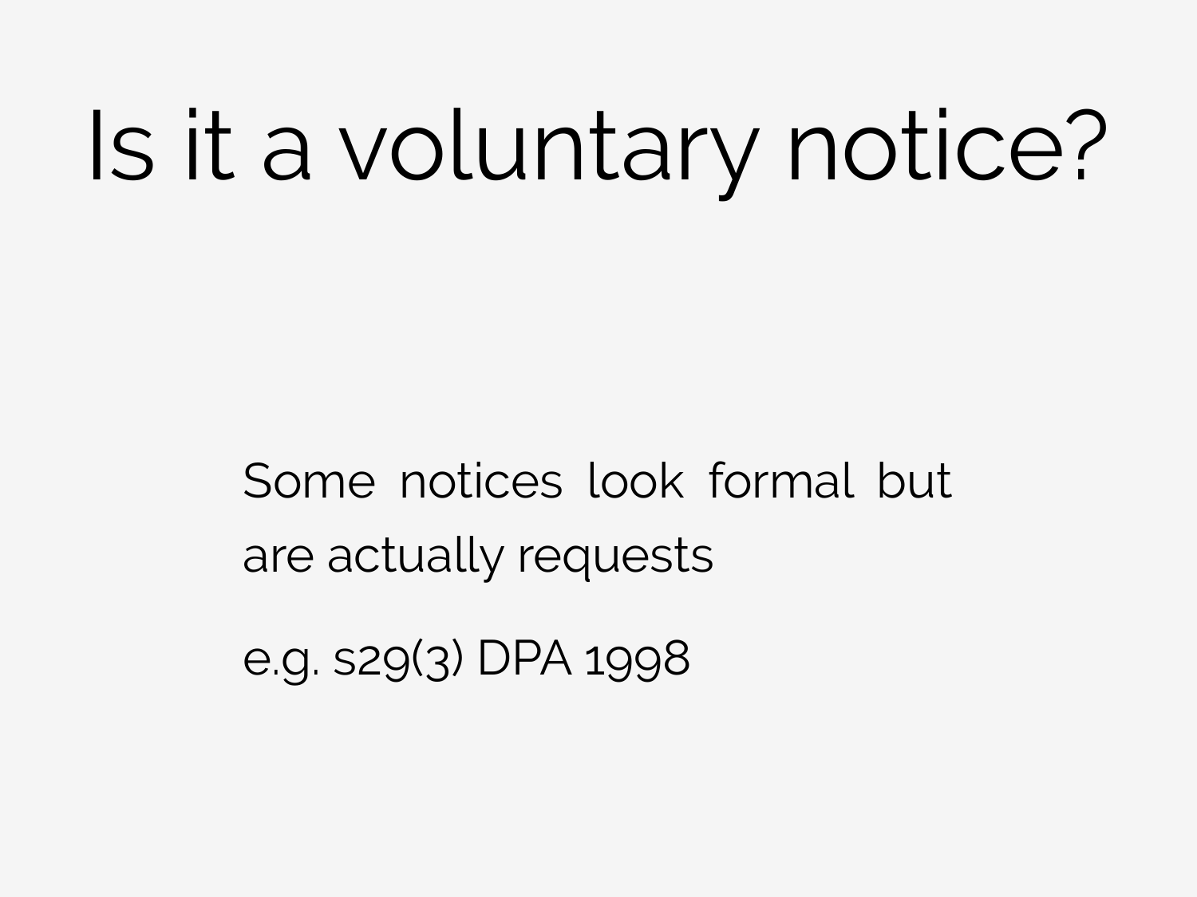# Is it a voluntary notice?

Some notices look formal but are actually requests

e.g. s29(3) DPA 1998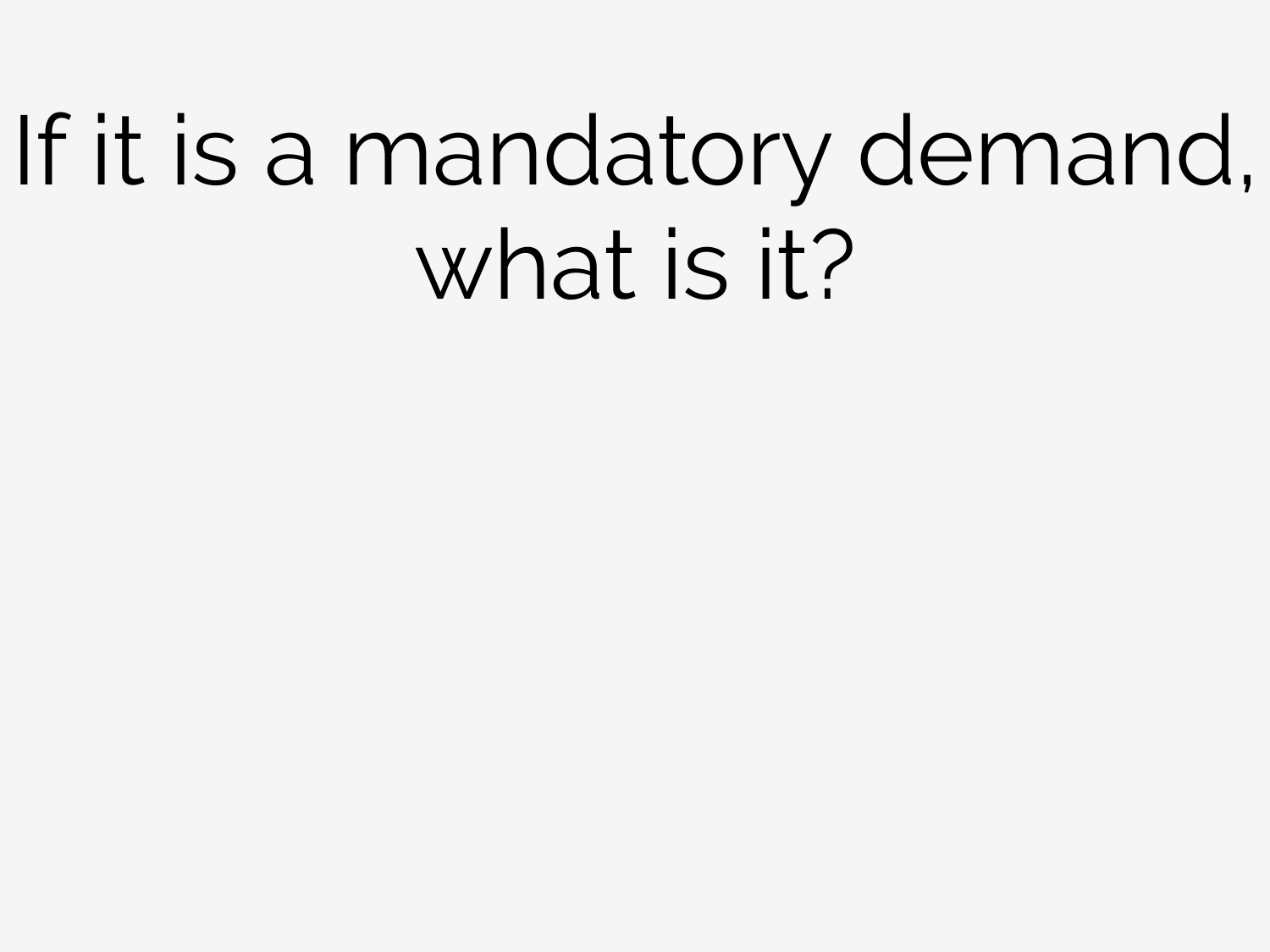# If it is a mandatory demand, what is it?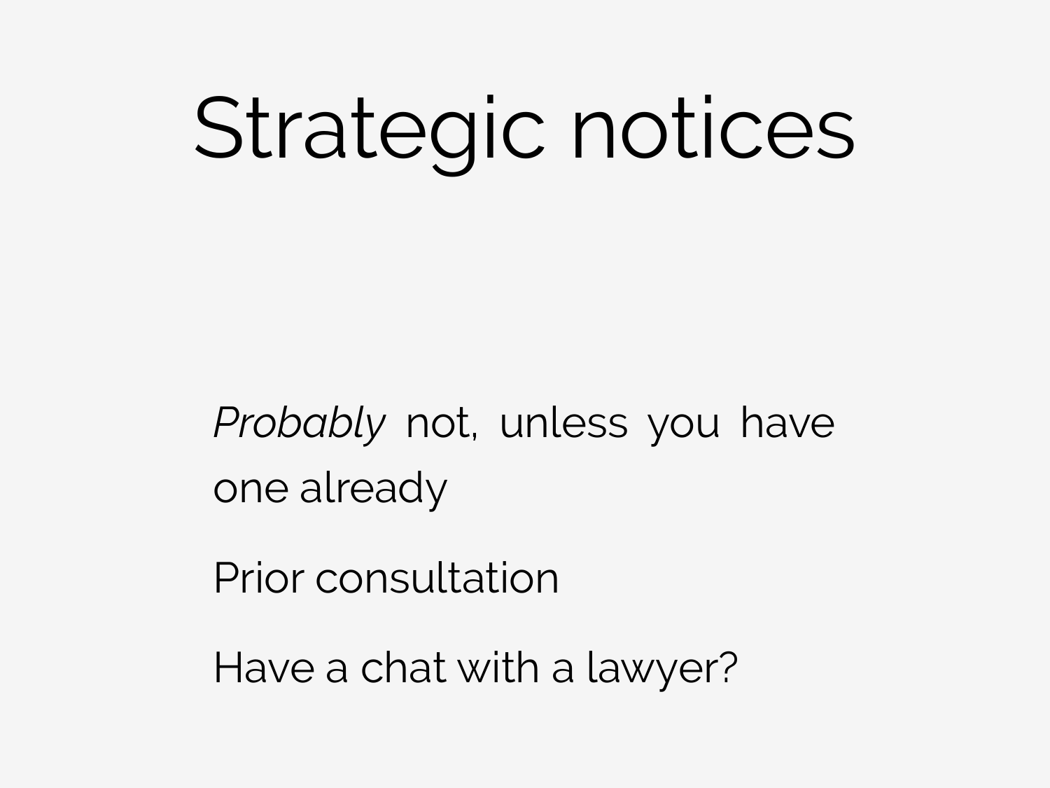# Strategic notices

*Probably* not, unless you have one already

Prior consultation

Have a chat with a lawyer?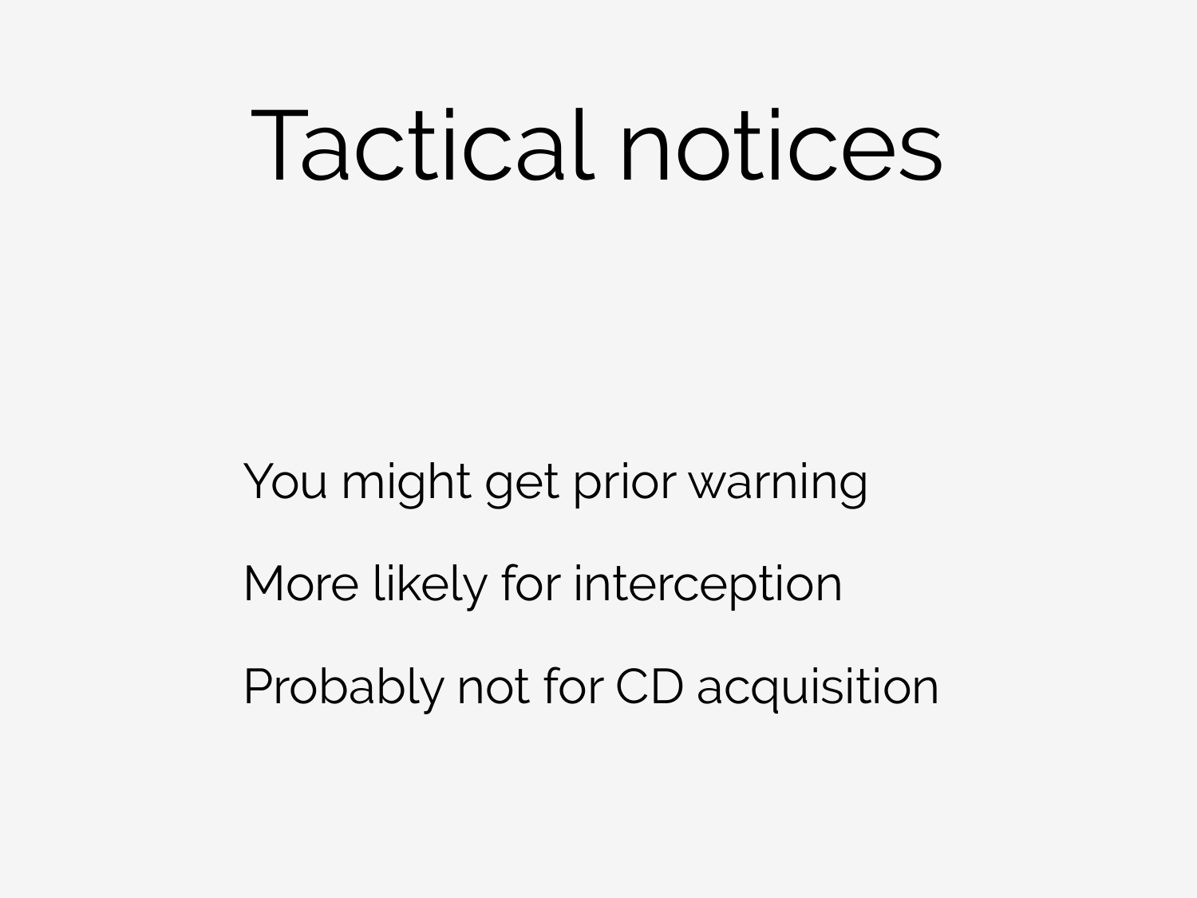# Tactical notices

You might get prior warning

More likely for interception

Probably not for CD acquisition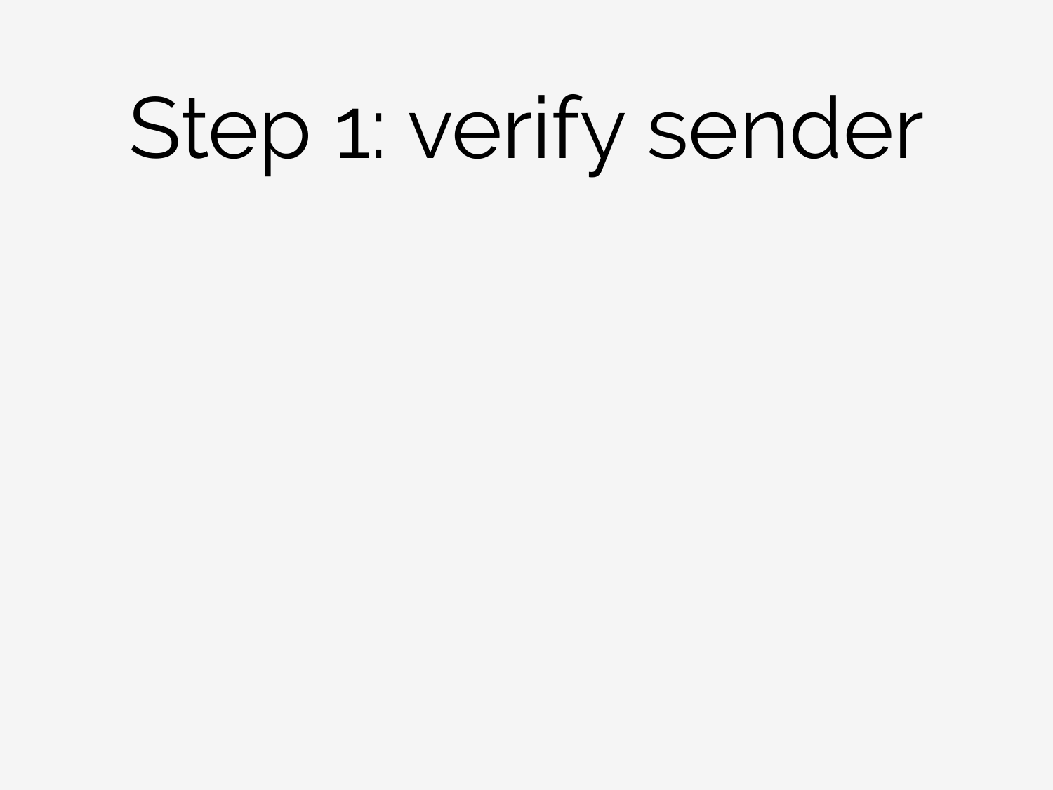# Step 1: verify sender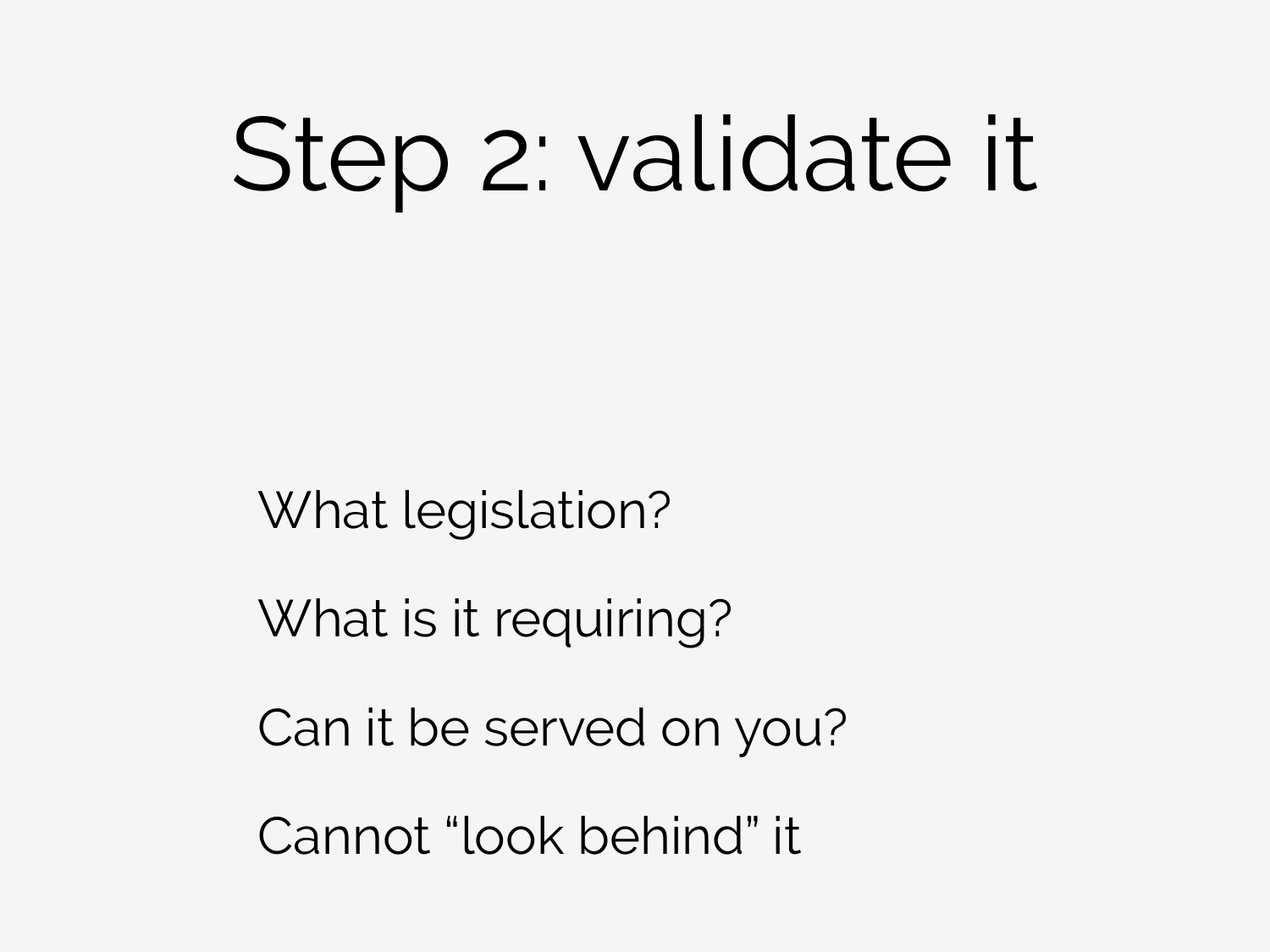# Step 2: validate it

What legislation?

What is it requiring?

Can it be served on you?

Cannot "look behind" it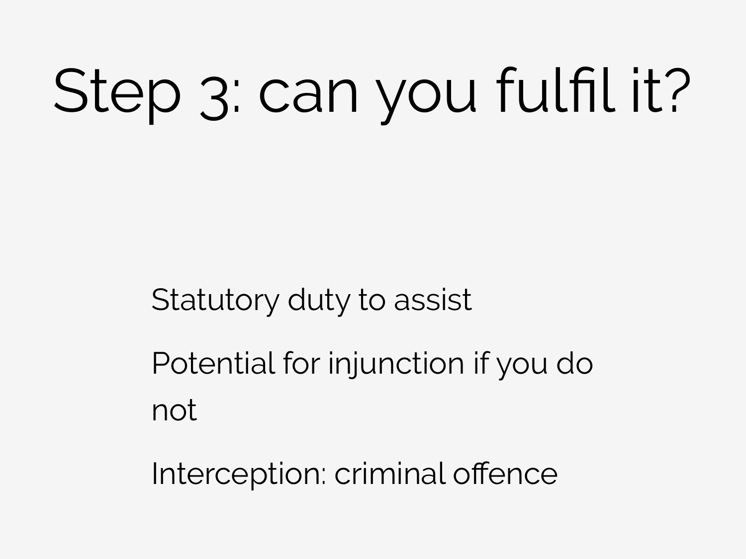# Step 3: can you fulfil it?

Statutory duty to assist

Potential for injunction if you do not

Interception: criminal offence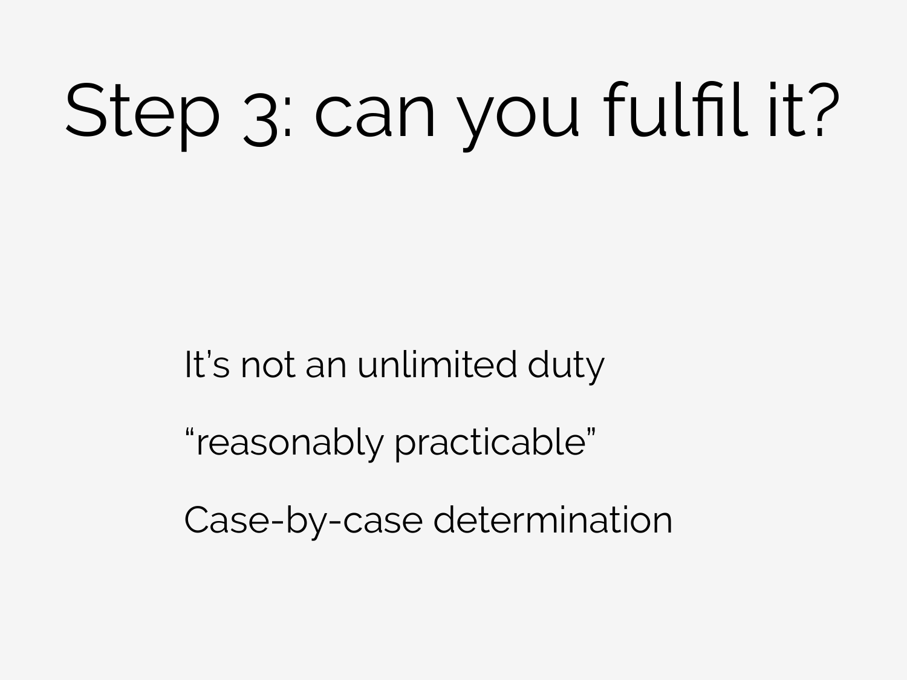# Step 3: can you fulfil it?

It's not an unlimited duty

"reasonably practicable"

Case-by-case determination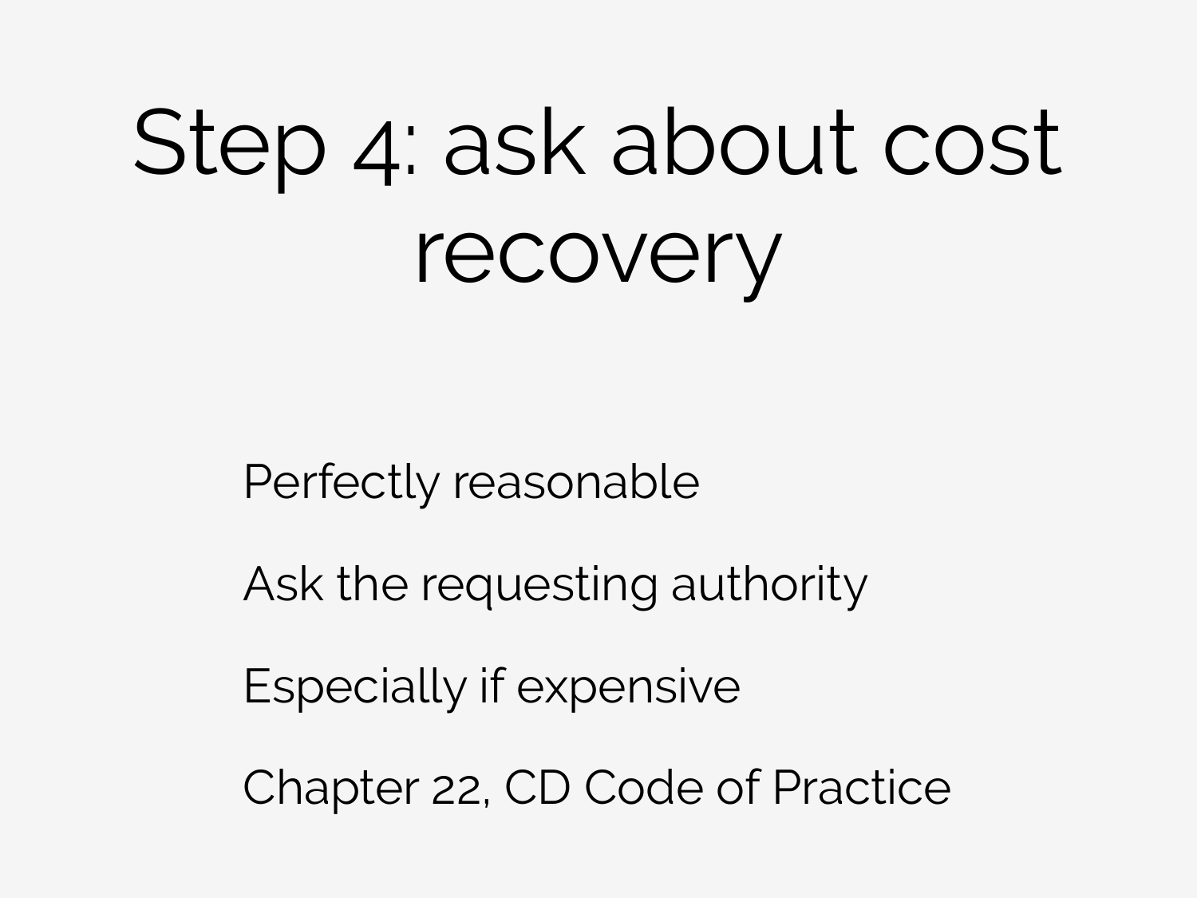# Step 4: ask about cost recovery

Perfectly reasonable

Ask the requesting authority

Especially if expensive

Chapter 22, CD Code of Practice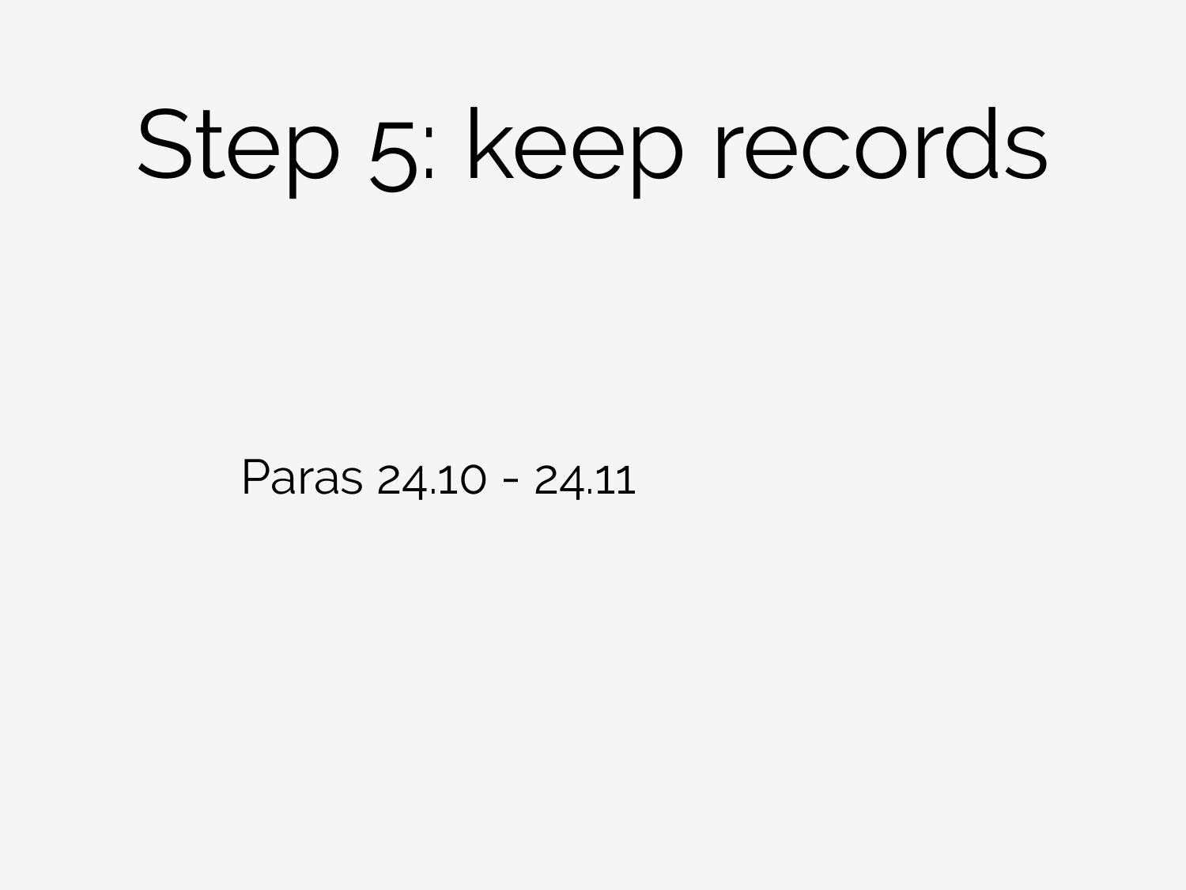# Step 5: keep records

Paras 24.10 - 24.11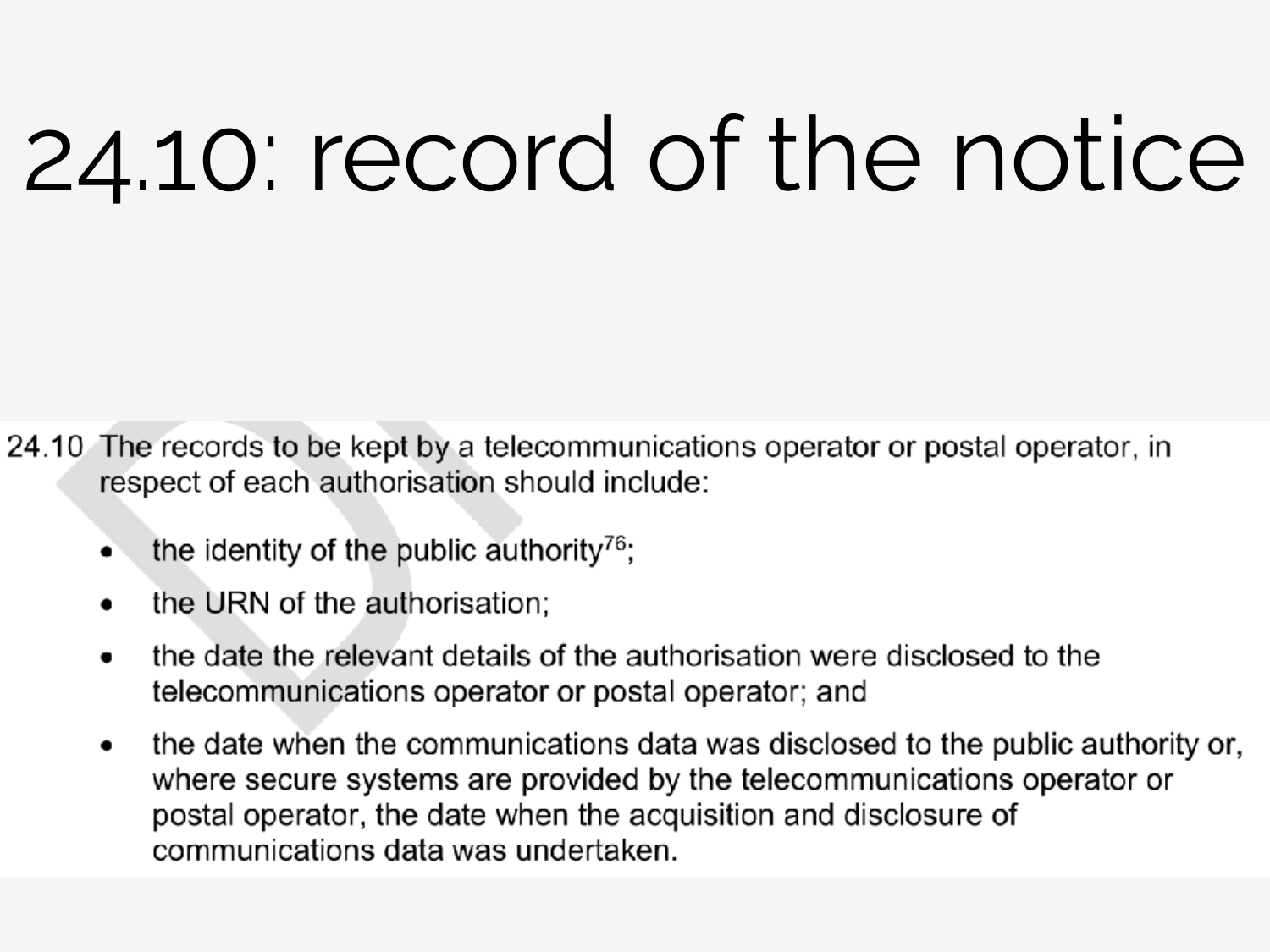# 24.10: record of the notice

24.10 The records to be kept by a telecommunications operator or postal operator, in respect of each authorisation should include:

- the identity of the public authority[76];
- the URN of the authorisation;
- the date the relevant details of the authorisation were disclosed to the telecommunications operator or postal operator; and
- the date when the communications data was disclosed to the public authority or, where secure systems are provided by the telecommunications operator or postal operator, the date when the acquisition and disclosure of communications data was undertaken.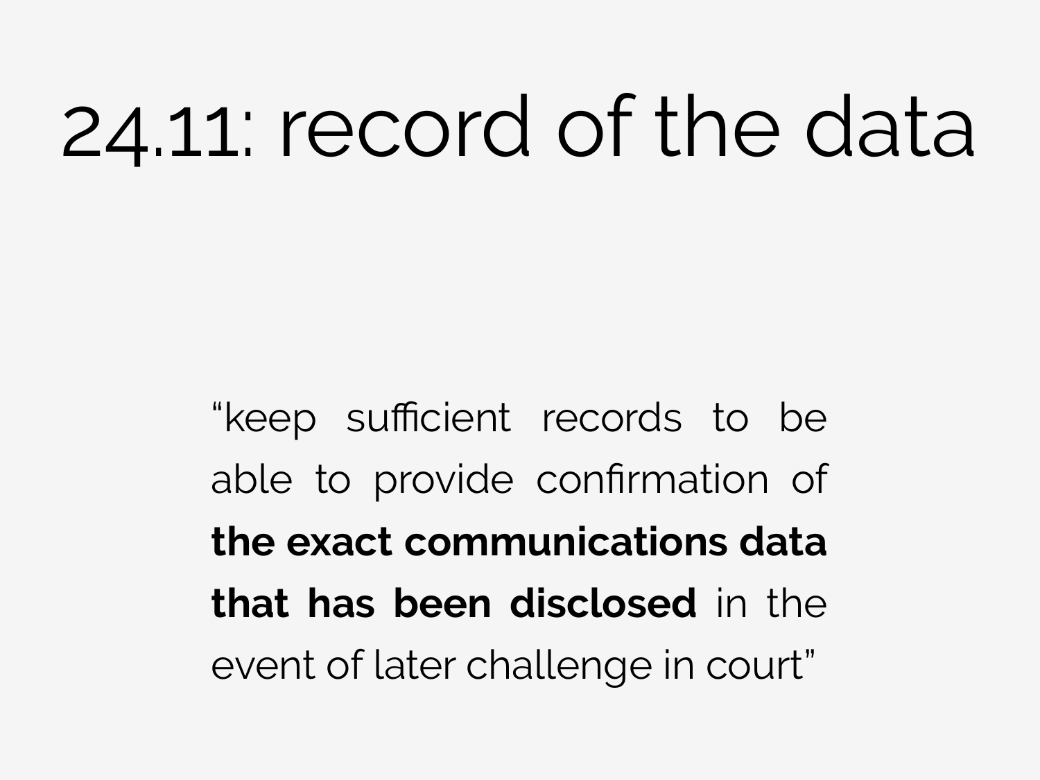# 24.11: record of the data

“keep sufficient records to be able to provide confirmation of **the exact communications data that has been disclosed** in the event of later challenge in court”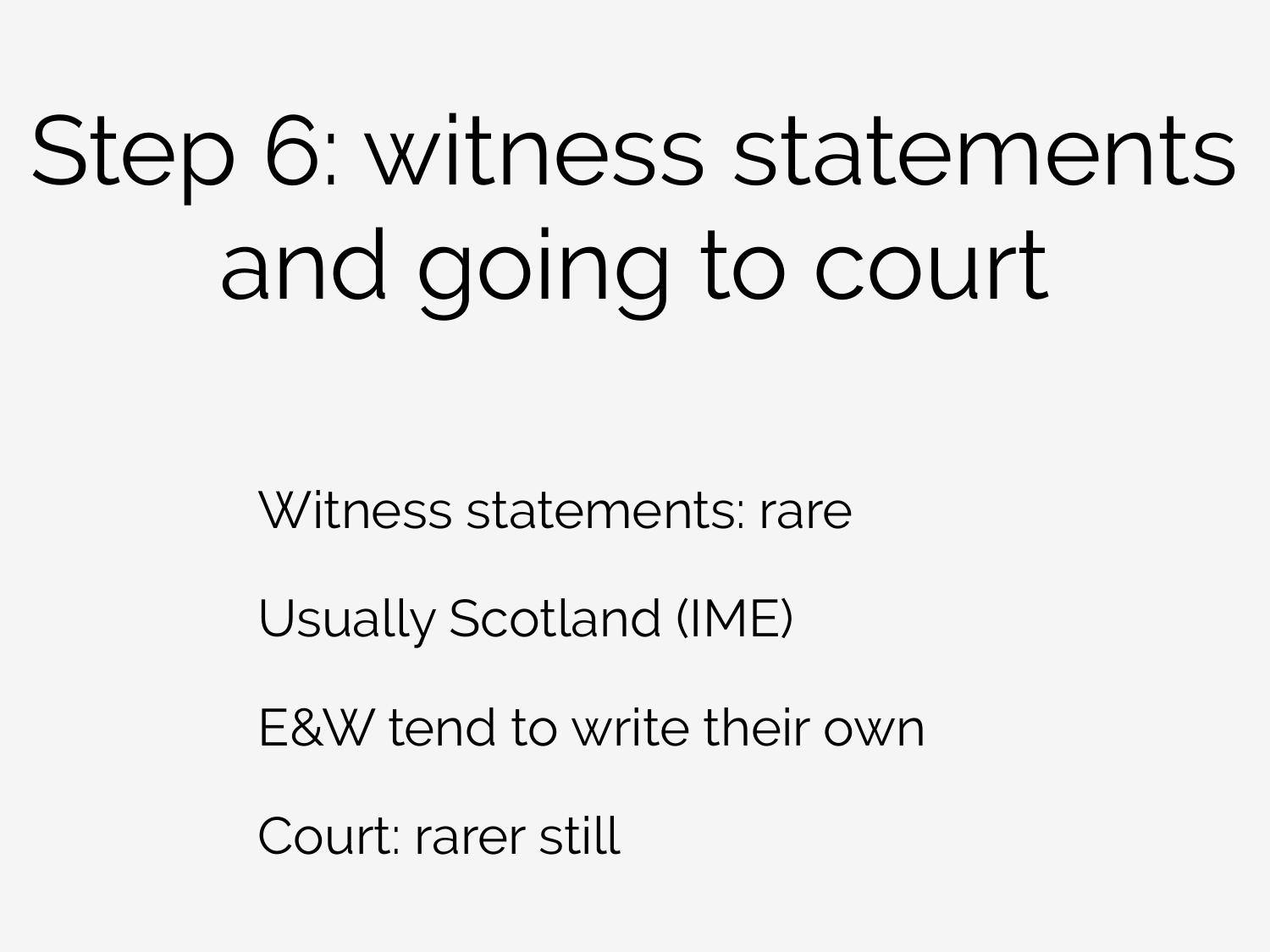# Step 6: witness statements and going to court

Witness statements: rare

Usually Scotland (IME)

E&W tend to write their own

Court: rarer still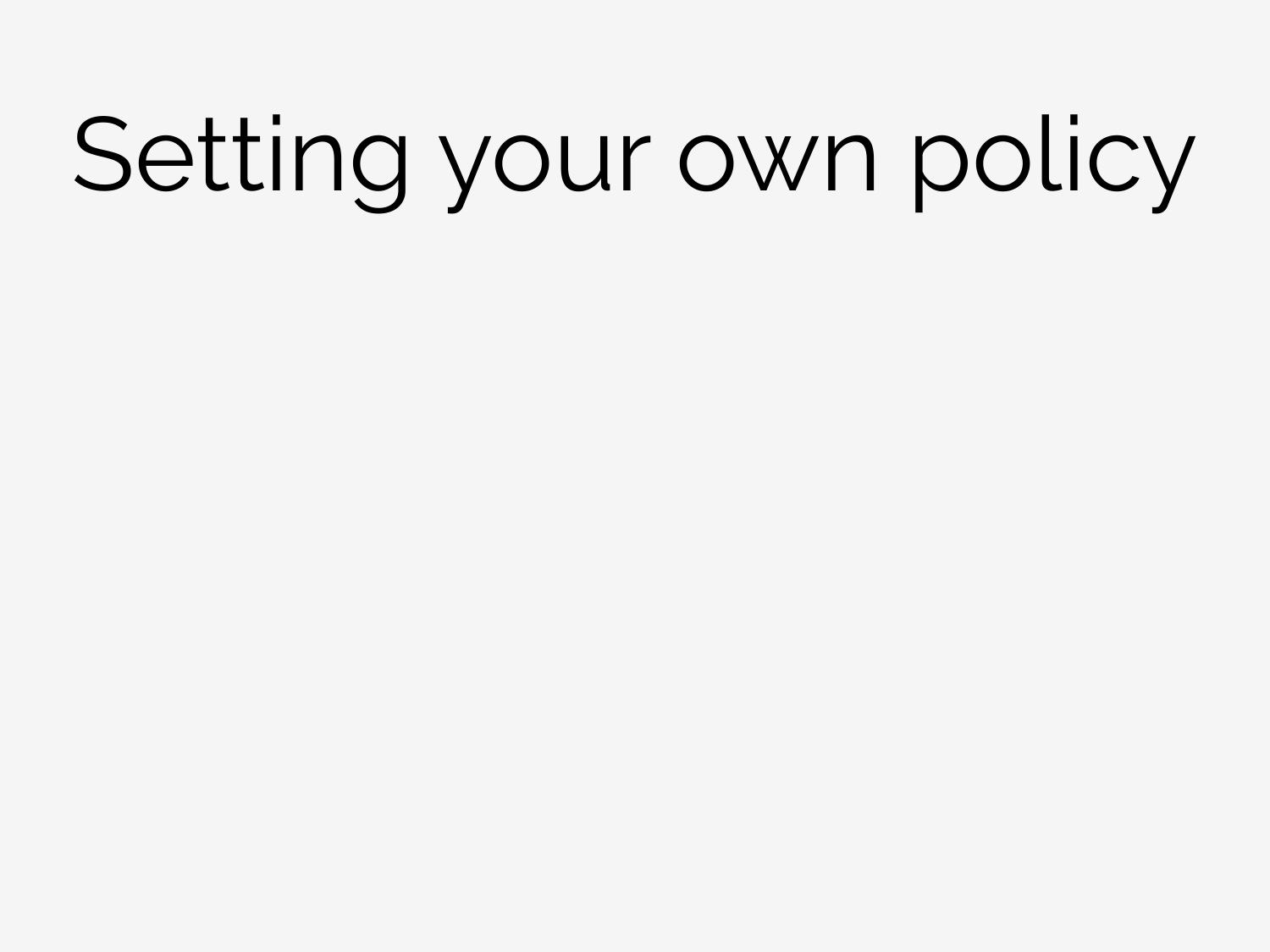# Setting your own policy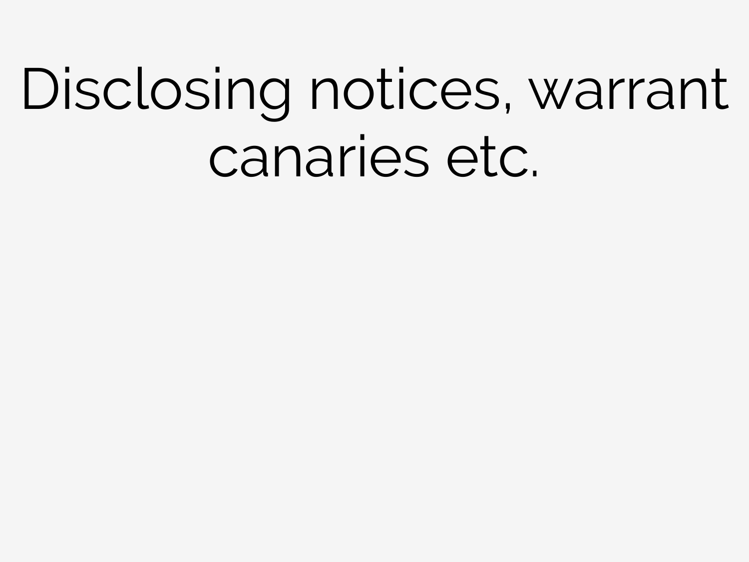# Disclosing notices, warrant canaries etc.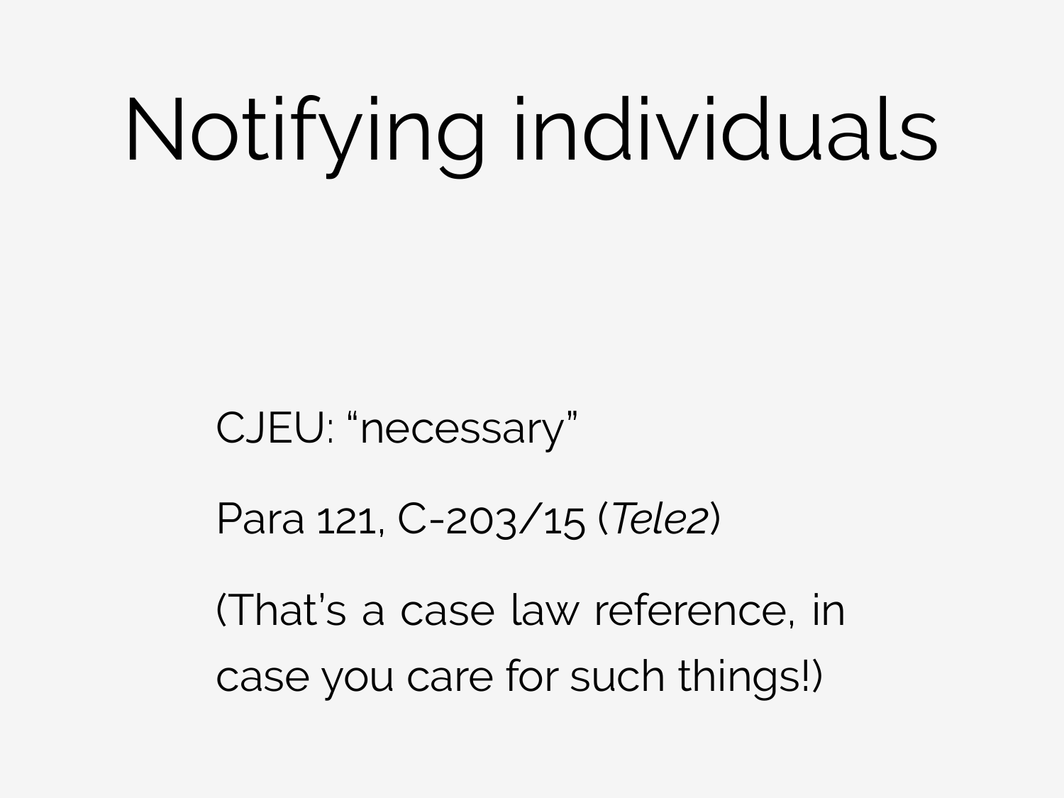# Notifying individuals

CJEU: “necessary”

Para 121, C-203/15 (*Tele2*)

(That’s a case law reference, in case you care for such things!)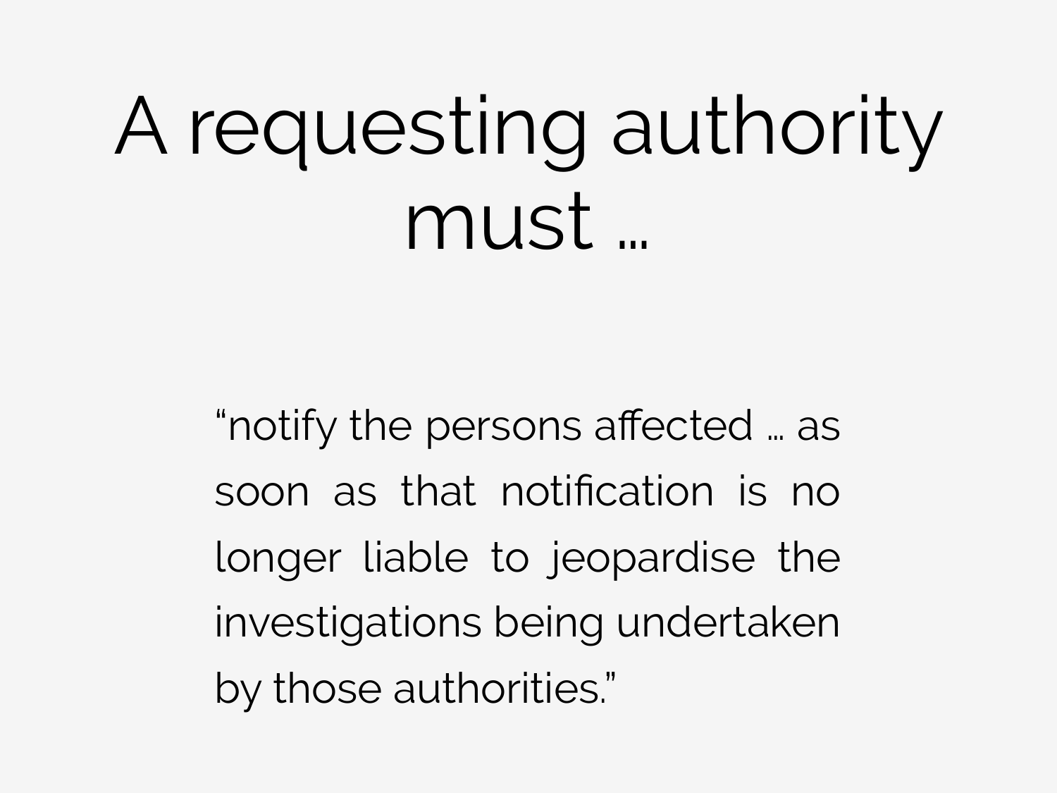# A requesting authority must …

“notify the persons affected … as soon as that notification is no longer liable to jeopardise the investigations being undertaken by those authorities.”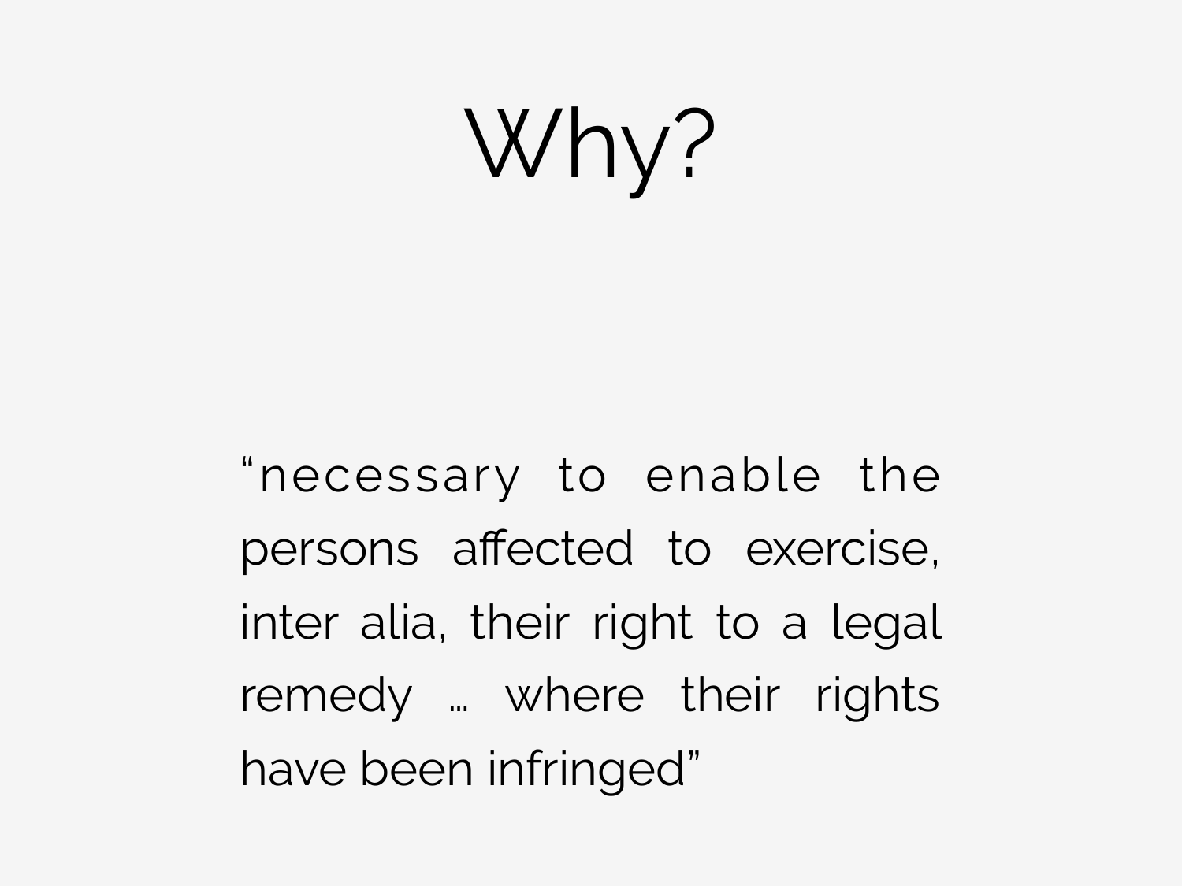# Why?

"necessary to enable the persons affected to exercise, inter alia, their right to a legal remedy … where their rights have been infringed"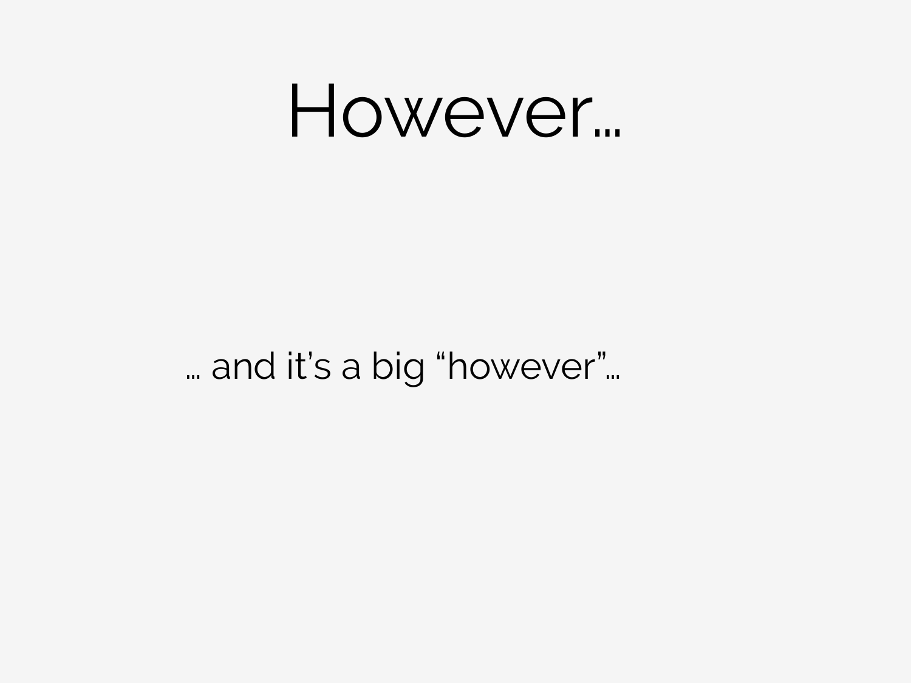# However…

… and it's a big "however"…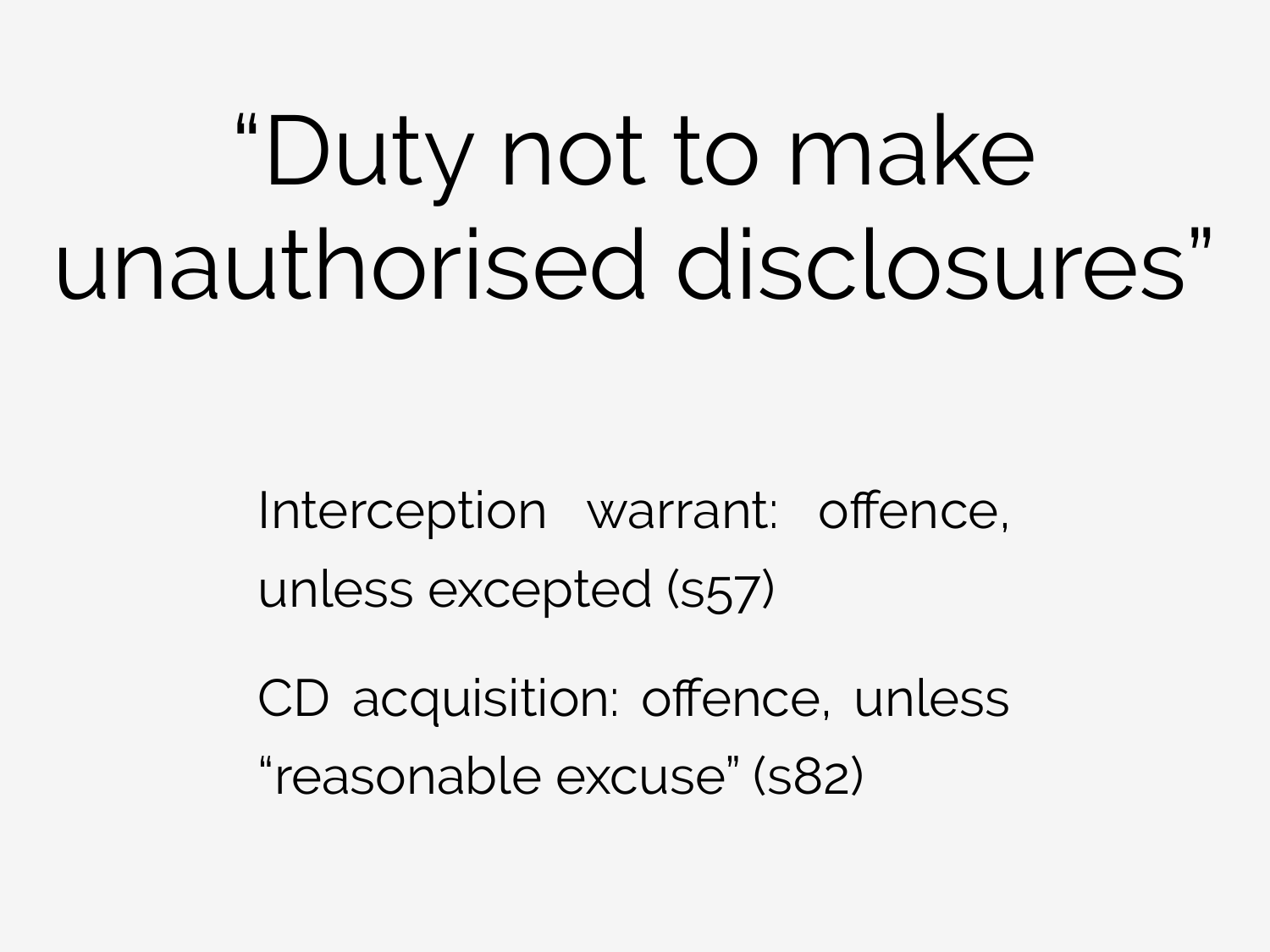# “Duty not to make unauthorised disclosures”

Interception warrant: offence, unless excepted (s57)

CD acquisition: offence, unless “reasonable excuse” (s82)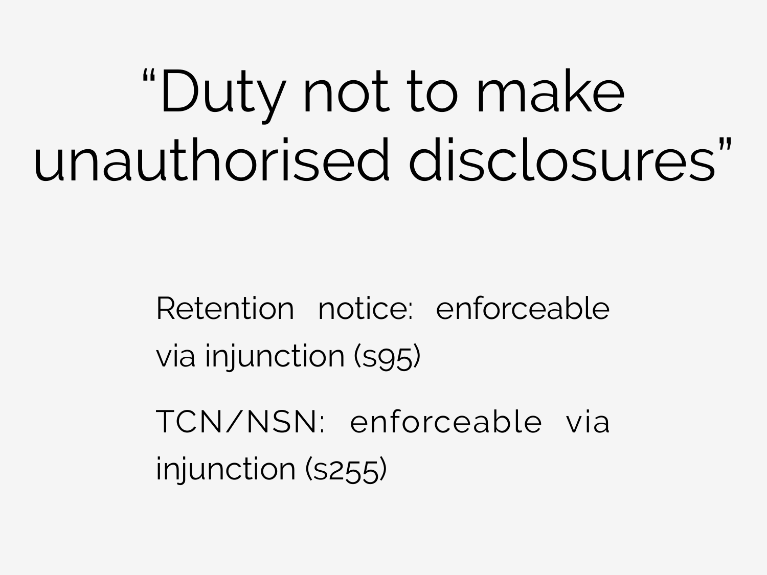# “Duty not to make unauthorised disclosures”

Retention notice: enforceable via injunction (s95)

TCN/NSN: enforceable via injunction (s255)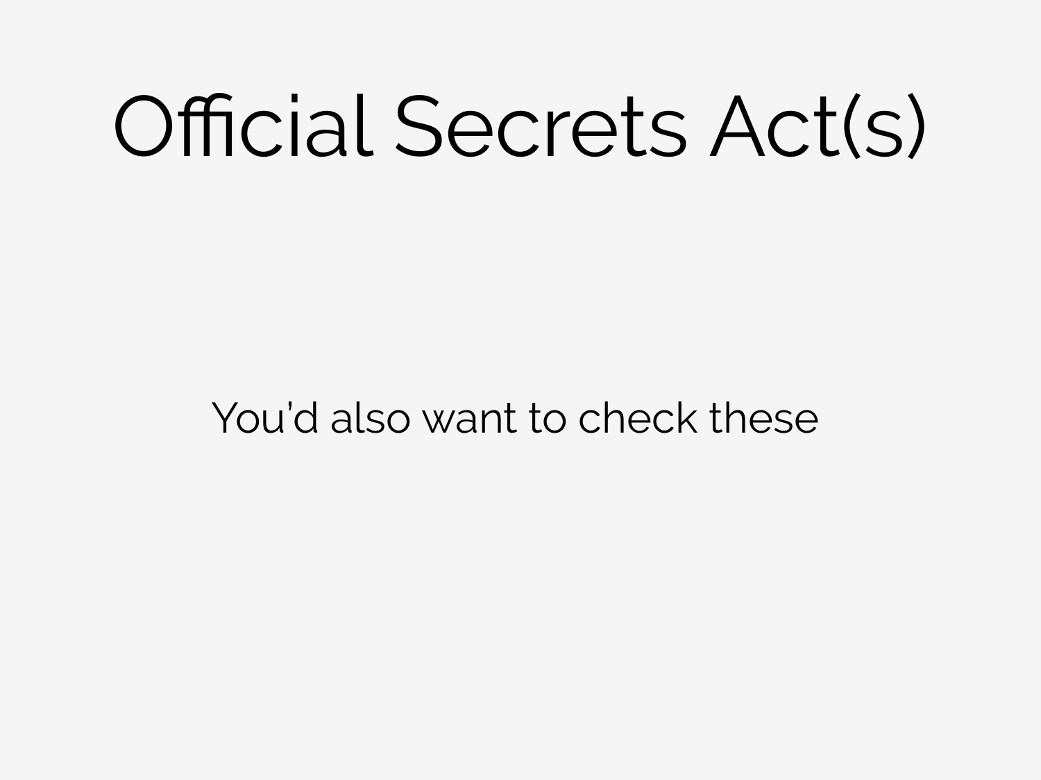# Official Secrets Act(s)

You'd also want to check these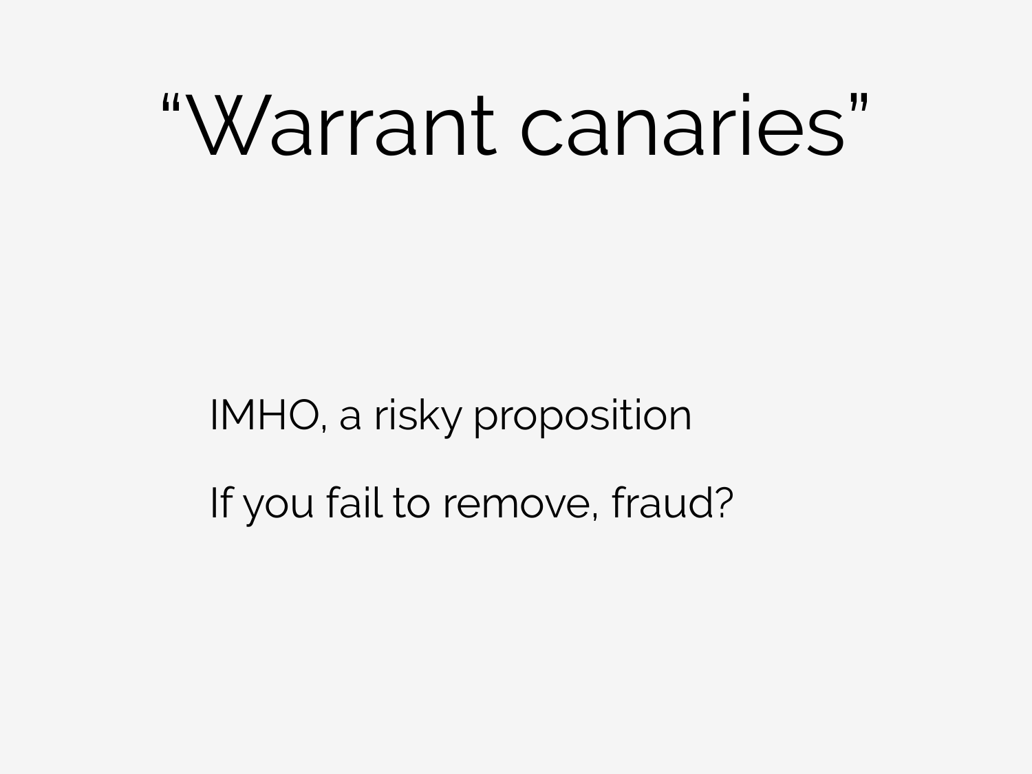# “Warrant canaries”

IMHO, a risky proposition

If you fail to remove, fraud?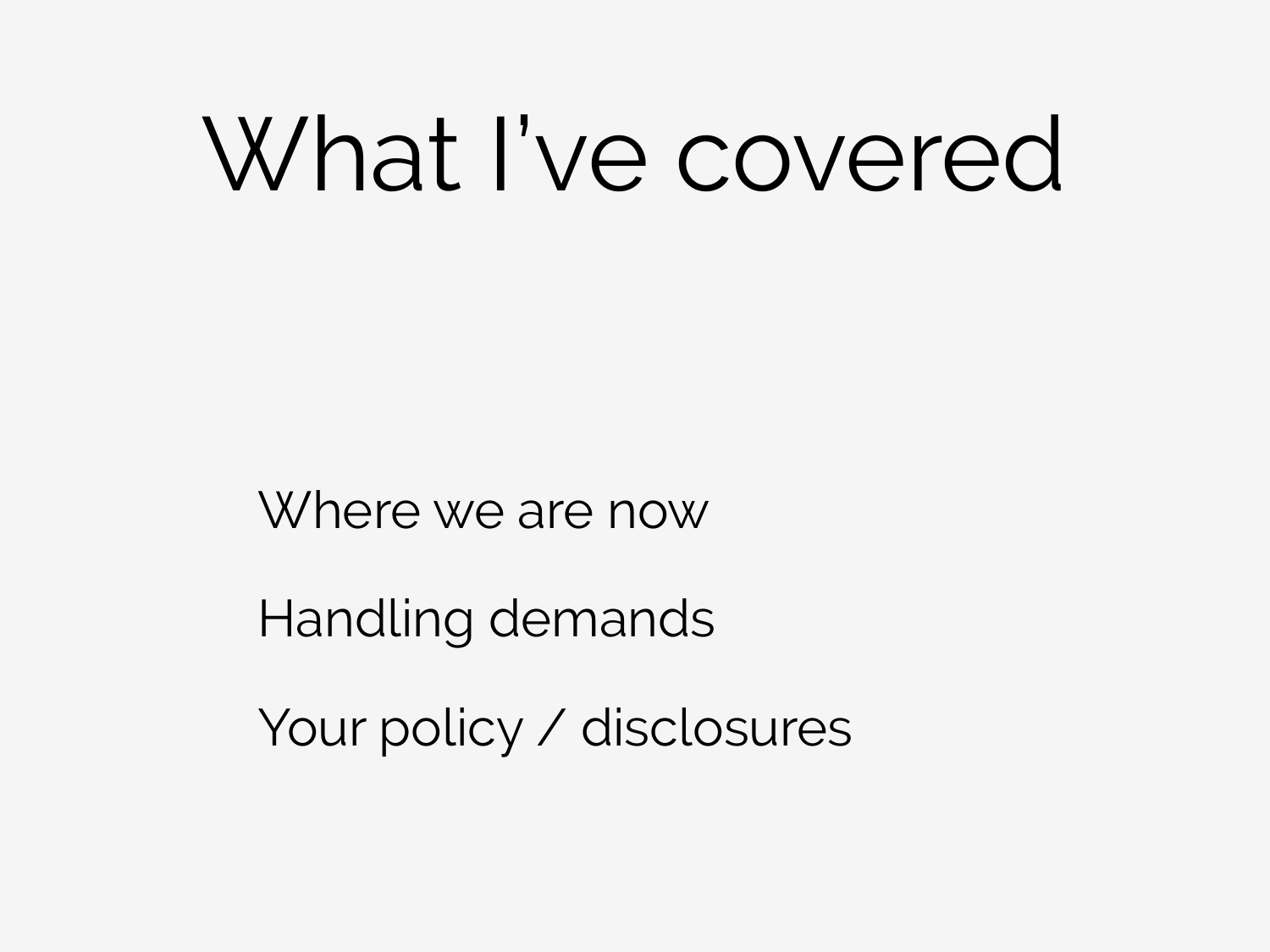# What I’ve covered

Where we are now

Handling demands

Your policy / disclosures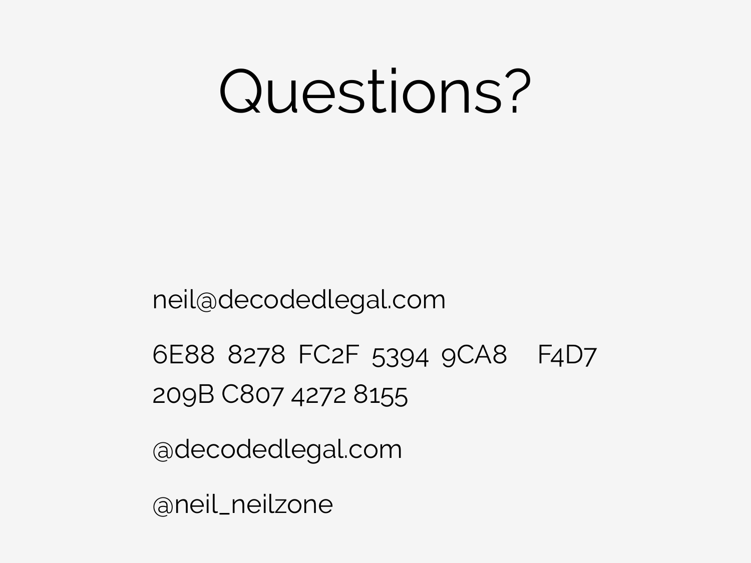# Questions?

neil@decodedlegal.com

6E88 8278 FC2F 5394 9CA8 F4D7 209B C807 4272 8155

@decodedlegal.com

@neil_neilzone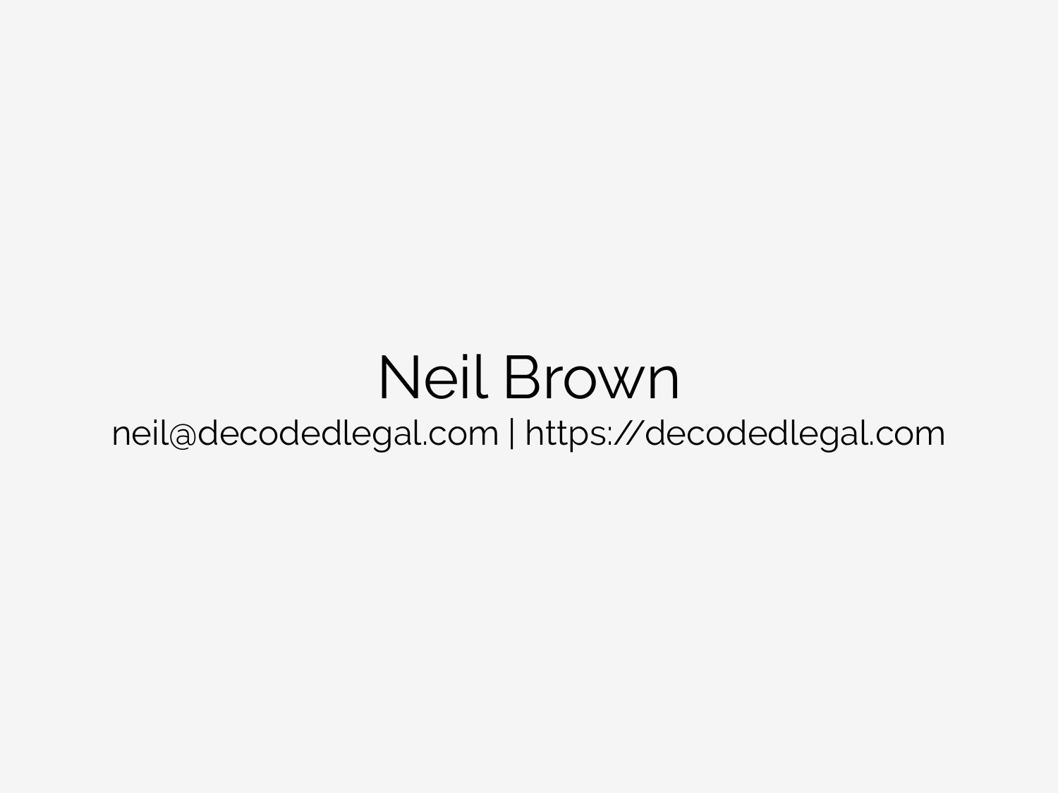Neil Brown

neil@decodedlegal.com | https://decodedlegal.com